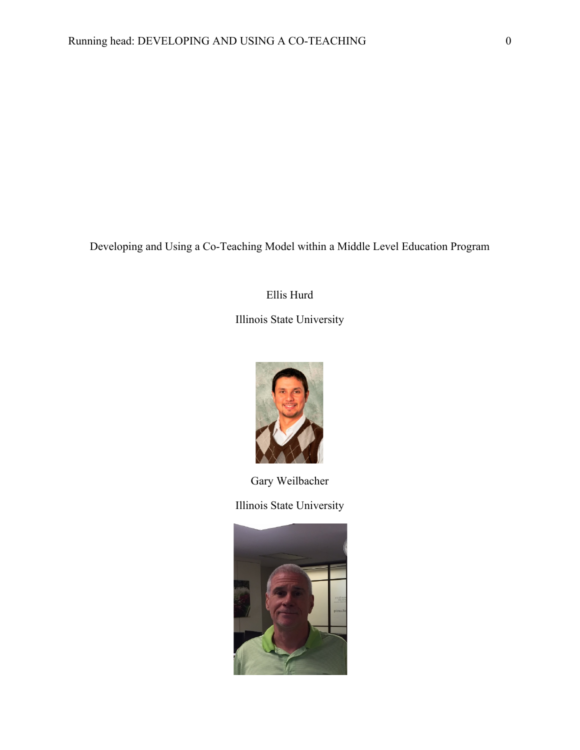# Developing and Using a Co-Teaching Model within a Middle Level Education Program

Ellis Hurd

Illinois State University

Gary Weilbacher

Illinois State University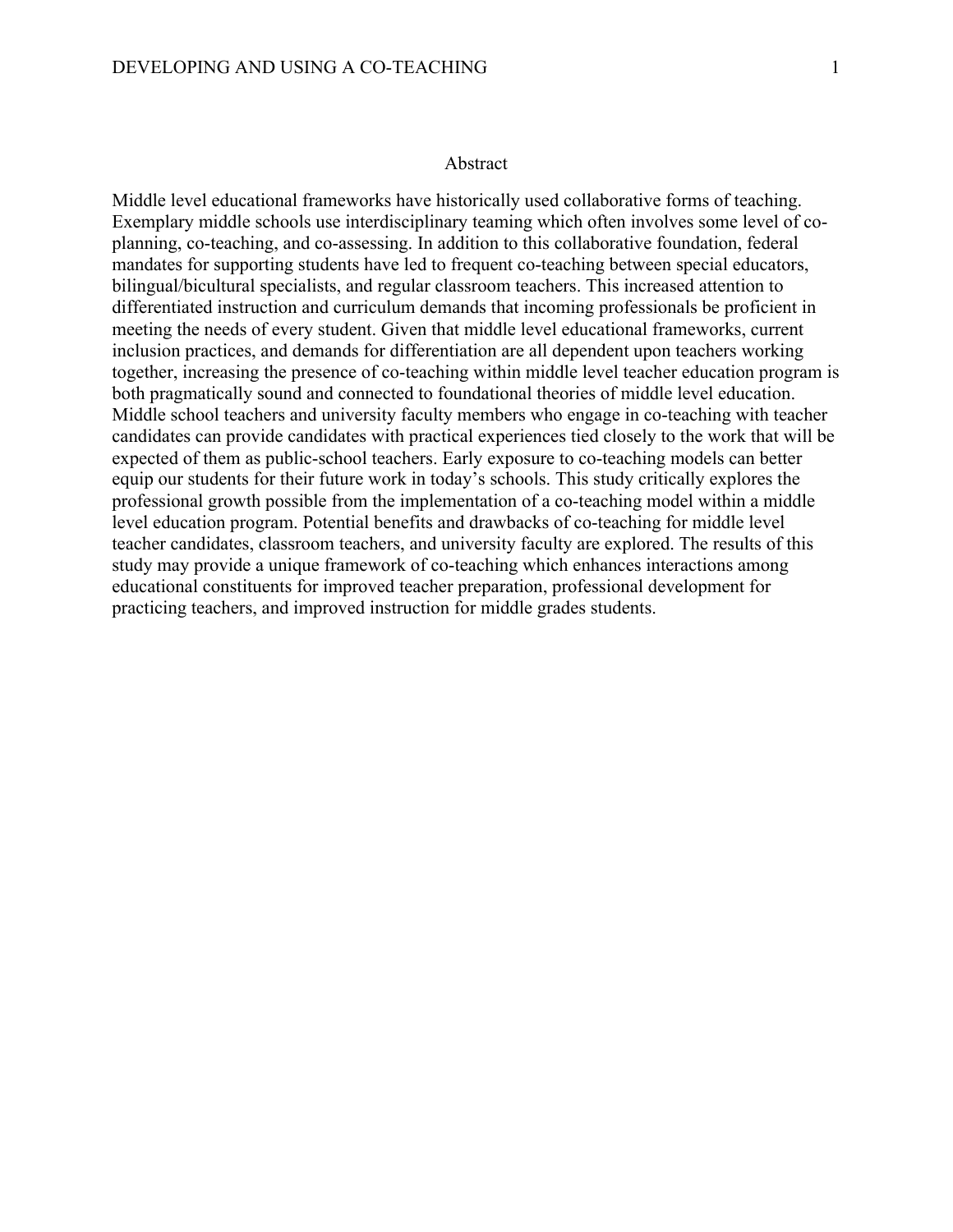# Abstract

Middle level educational frameworks have historically used collaborative forms of teaching. Exemplary middle schools use interdisciplinary teaming which often involves some level of co-planning, co-teaching, and co-assessing. In addition to this collaborative foundation, federal mandates for supporting students have led to frequent co-teaching between special educators, bilingual/bicultural specialists, and regular classroom teachers. This increased attention to differentiated instruction and curriculum demands that incoming professionals be proficient in meeting the needs of every student. Given that middle level educational frameworks, current inclusion practices, and demands for differentiation are all dependent upon teachers working together, increasing the presence of co-teaching within middle level teacher education program is both pragmatically sound and connected to foundational theories of middle level education. Middle school teachers and university faculty members who engage in co-teaching with teacher candidates can provide candidates with practical experiences tied closely to the work that will be expected of them as public-school teachers. Early exposure to co-teaching models can better equip our students for their future work in today's schools. This study critically explores the professional growth possible from the implementation of a co-teaching model within a middle level education program. Potential benefits and drawbacks of co-teaching for middle level teacher candidates, classroom teachers, and university faculty are explored. The results of this study may provide a unique framework of co-teaching which enhances interactions among educational constituents for improved teacher preparation, professional development for practicing teachers, and improved instruction for middle grades students.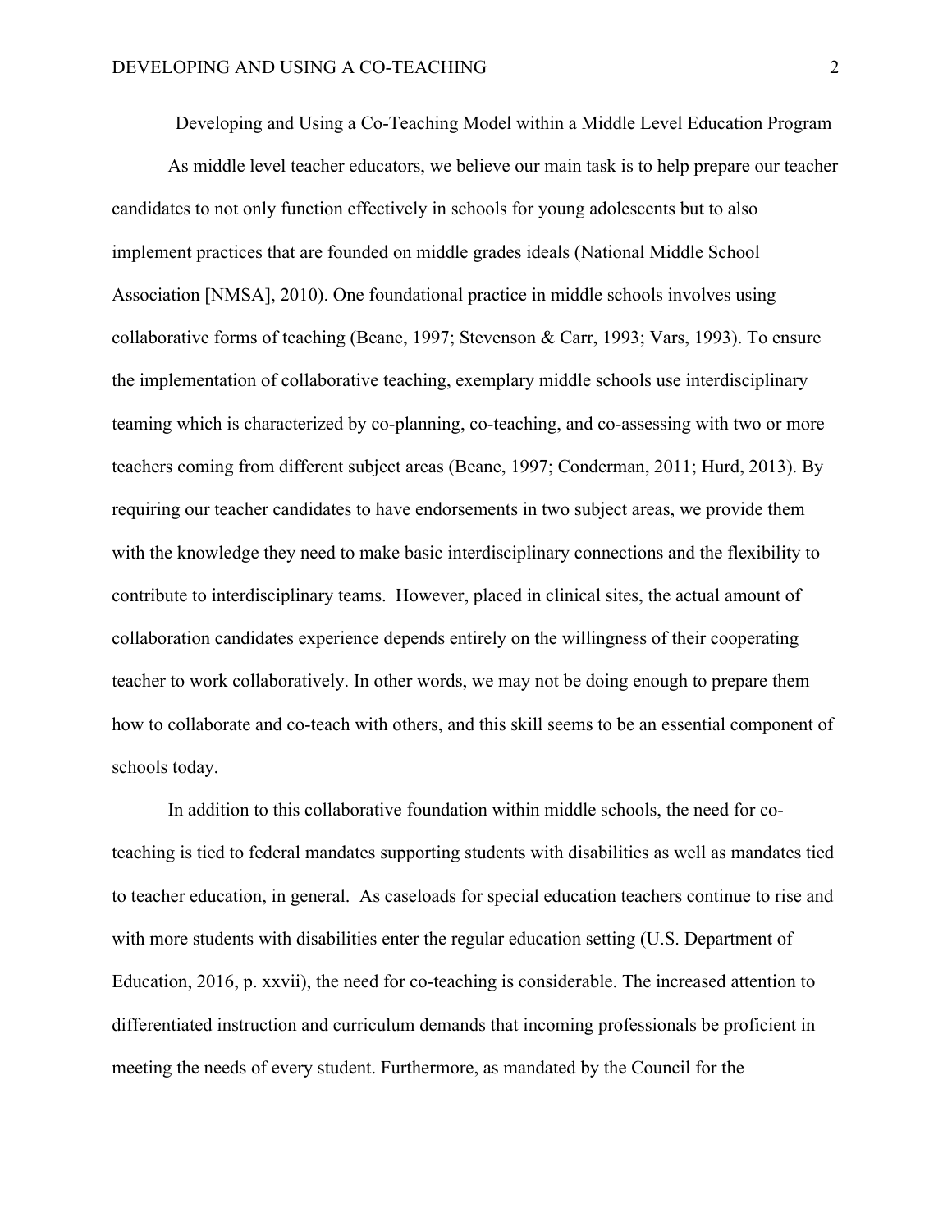# Developing and Using a Co-Teaching Model within a Middle Level Education Program

As middle level teacher educators, we believe our main task is to help prepare our teacher candidates to not only function effectively in schools for young adolescents but to also implement practices that are founded on middle grades ideals (National Middle School Association [NMSA], 2010). One foundational practice in middle schools involves using collaborative forms of teaching (Beane, 1997; Stevenson & Carr, 1993; Vars, 1993). To ensure the implementation of collaborative teaching, exemplary middle schools use interdisciplinary teaming which is characterized by co-planning, co-teaching, and co-assessing with two or more teachers coming from different subject areas (Beane, 1997; Conderman, 2011; Hurd, 2013). By requiring our teacher candidates to have endorsements in two subject areas, we provide them with the knowledge they need to make basic interdisciplinary connections and the flexibility to contribute to interdisciplinary teams. However, placed in clinical sites, the actual amount of collaboration candidates experience depends entirely on the willingness of their cooperating teacher to work collaboratively. In other words, we may not be doing enough to prepare them how to collaborate and co-teach with others, and this skill seems to be an essential component of schools today.

In addition to this collaborative foundation within middle schools, the need for co-teaching is tied to federal mandates supporting students with disabilities as well as mandates tied to teacher education, in general. As caseloads for special education teachers continue to rise and with more students with disabilities enter the regular education setting (U.S. Department of Education, 2016, p. xxvii), the need for co-teaching is considerable. The increased attention to differentiated instruction and curriculum demands that incoming professionals be proficient in meeting the needs of every student. Furthermore, as mandated by the Council for the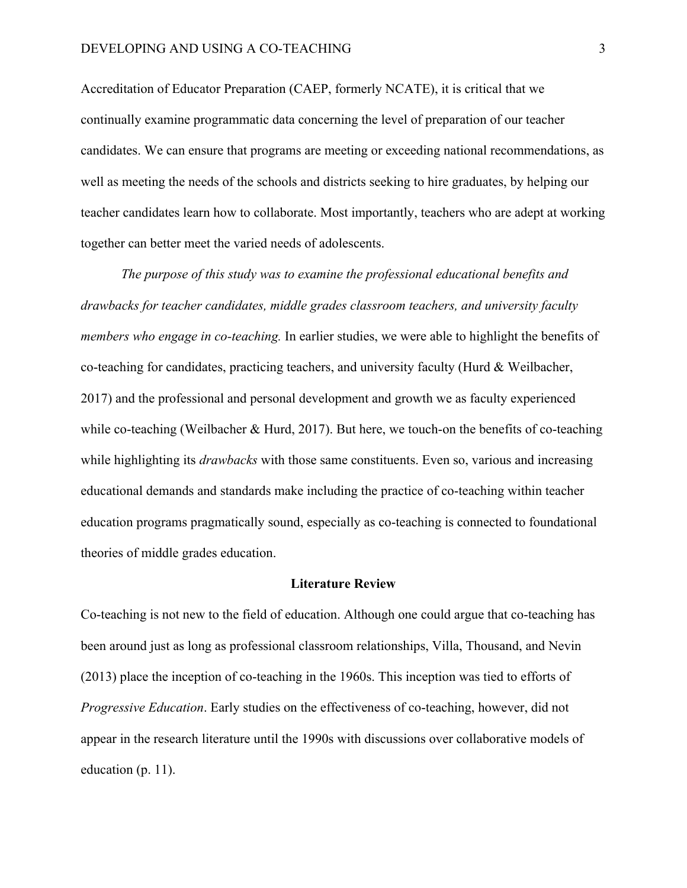Accreditation of Educator Preparation (CAEP, formerly NCATE), it is critical that we continually examine programmatic data concerning the level of preparation of our teacher candidates. We can ensure that programs are meeting or exceeding national recommendations, as well as meeting the needs of the schools and districts seeking to hire graduates, by helping our teacher candidates learn how to collaborate. Most importantly, teachers who are adept at working together can better meet the varied needs of adolescents.

*The purpose of this study was to examine the professional educational benefits and drawbacks for teacher candidates, middle grades classroom teachers, and university faculty members who engage in co-teaching.* In earlier studies, we were able to highlight the benefits of co-teaching for candidates, practicing teachers, and university faculty (Hurd & Weilbacher, 2017) and the professional and personal development and growth we as faculty experienced while co-teaching (Weilbacher & Hurd, 2017). But here, we touch-on the benefits of co-teaching while highlighting its *drawbacks* with those same constituents. Even so, various and increasing educational demands and standards make including the practice of co-teaching within teacher education programs pragmatically sound, especially as co-teaching is connected to foundational theories of middle grades education.

## Literature Review

Co-teaching is not new to the field of education. Although one could argue that co-teaching has been around just as long as professional classroom relationships, Villa, Thousand, and Nevin (2013) place the inception of co-teaching in the 1960s. This inception was tied to efforts of *Progressive Education*. Early studies on the effectiveness of co-teaching, however, did not appear in the research literature until the 1990s with discussions over collaborative models of education (p. 11).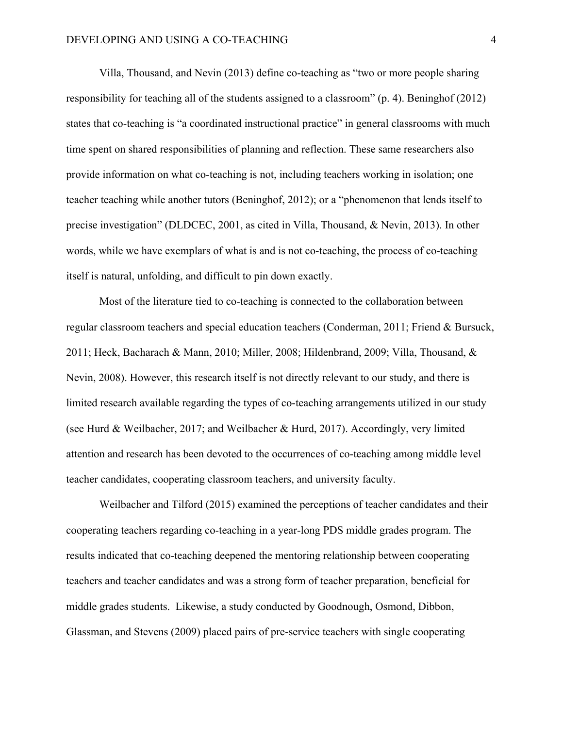Villa, Thousand, and Nevin (2013) define co-teaching as "two or more people sharing responsibility for teaching all of the students assigned to a classroom" (p. 4). Beninghof (2012) states that co-teaching is "a coordinated instructional practice" in general classrooms with much time spent on shared responsibilities of planning and reflection. These same researchers also provide information on what co-teaching is not, including teachers working in isolation; one teacher teaching while another tutors (Beninghof, 2012); or a "phenomenon that lends itself to precise investigation" (DLDCEC, 2001, as cited in Villa, Thousand, & Nevin, 2013). In other words, while we have exemplars of what is and is not co-teaching, the process of co-teaching itself is natural, unfolding, and difficult to pin down exactly.

Most of the literature tied to co-teaching is connected to the collaboration between regular classroom teachers and special education teachers (Conderman, 2011; Friend & Bursuck, 2011; Heck, Bacharach & Mann, 2010; Miller, 2008; Hildenbrand, 2009; Villa, Thousand, & Nevin, 2008). However, this research itself is not directly relevant to our study, and there is limited research available regarding the types of co-teaching arrangements utilized in our study (see Hurd & Weilbacher, 2017; and Weilbacher & Hurd, 2017). Accordingly, very limited attention and research has been devoted to the occurrences of co-teaching among middle level teacher candidates, cooperating classroom teachers, and university faculty.

Weilbacher and Tilford (2015) examined the perceptions of teacher candidates and their cooperating teachers regarding co-teaching in a year-long PDS middle grades program. The results indicated that co-teaching deepened the mentoring relationship between cooperating teachers and teacher candidates and was a strong form of teacher preparation, beneficial for middle grades students. Likewise, a study conducted by Goodnough, Osmond, Dibbon, Glassman, and Stevens (2009) placed pairs of pre-service teachers with single cooperating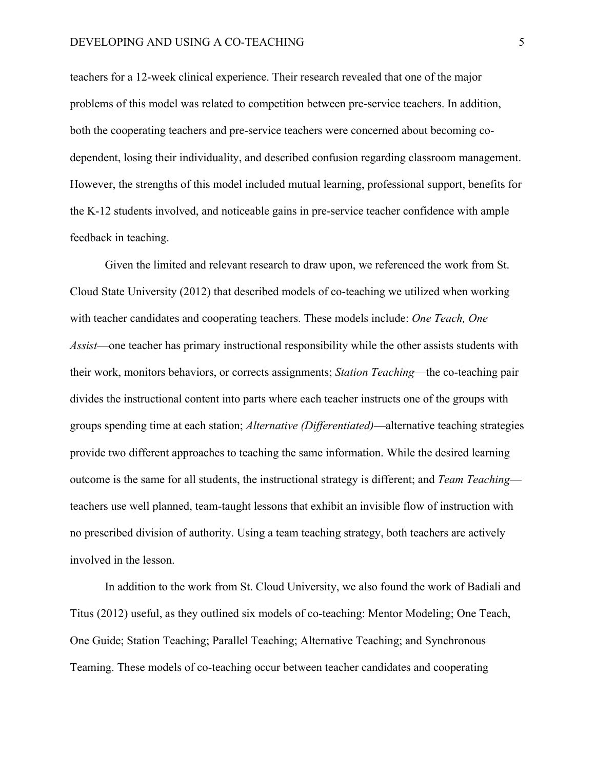teachers for a 12-week clinical experience. Their research revealed that one of the major problems of this model was related to competition between pre-service teachers. In addition, both the cooperating teachers and pre-service teachers were concerned about becoming co-dependent, losing their individuality, and described confusion regarding classroom management. However, the strengths of this model included mutual learning, professional support, benefits for the K-12 students involved, and noticeable gains in pre-service teacher confidence with ample feedback in teaching.

Given the limited and relevant research to draw upon, we referenced the work from St. Cloud State University (2012) that described models of co-teaching we utilized when working with teacher candidates and cooperating teachers. These models include: *One Teach, One Assist*—one teacher has primary instructional responsibility while the other assists students with their work, monitors behaviors, or corrects assignments; *Station Teaching*—the co-teaching pair divides the instructional content into parts where each teacher instructs one of the groups with groups spending time at each station; *Alternative (Differentiated)*—alternative teaching strategies provide two different approaches to teaching the same information. While the desired learning outcome is the same for all students, the instructional strategy is different; and *Team Teaching*—teachers use well planned, team-taught lessons that exhibit an invisible flow of instruction with no prescribed division of authority. Using a team teaching strategy, both teachers are actively involved in the lesson.

In addition to the work from St. Cloud University, we also found the work of Badiali and Titus (2012) useful, as they outlined six models of co-teaching: Mentor Modeling; One Teach, One Guide; Station Teaching; Parallel Teaching; Alternative Teaching; and Synchronous Teaming. These models of co-teaching occur between teacher candidates and cooperating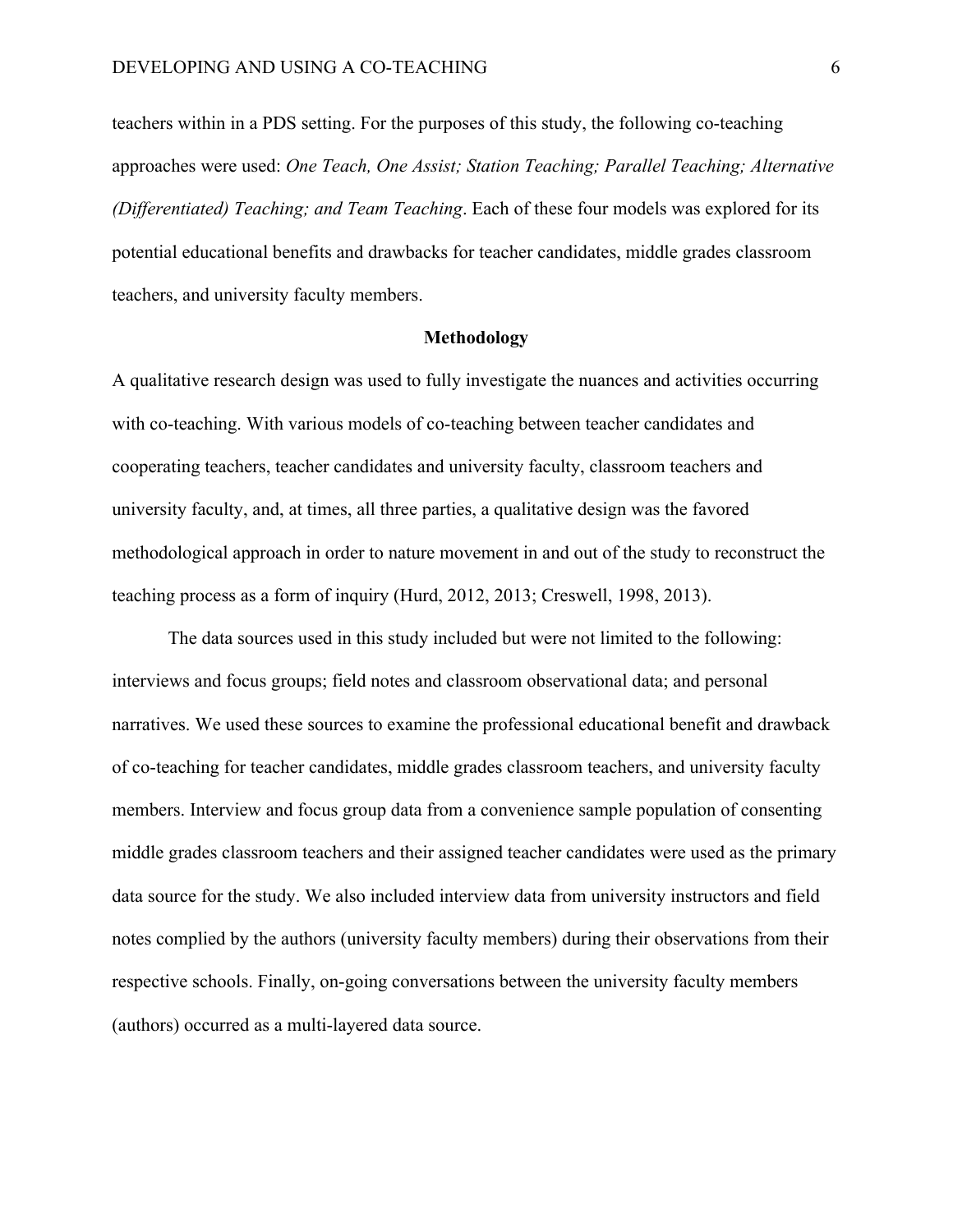teachers within in a PDS setting. For the purposes of this study, the following co-teaching approaches were used: *One Teach, One Assist; Station Teaching; Parallel Teaching; Alternative (Differentiated) Teaching; and Team Teaching*. Each of these four models was explored for its potential educational benefits and drawbacks for teacher candidates, middle grades classroom teachers, and university faculty members.

## Methodology

A qualitative research design was used to fully investigate the nuances and activities occurring with co-teaching. With various models of co-teaching between teacher candidates and cooperating teachers, teacher candidates and university faculty, classroom teachers and university faculty, and, at times, all three parties, a qualitative design was the favored methodological approach in order to nature movement in and out of the study to reconstruct the teaching process as a form of inquiry (Hurd, 2012, 2013; Creswell, 1998, 2013).

The data sources used in this study included but were not limited to the following: interviews and focus groups; field notes and classroom observational data; and personal narratives. We used these sources to examine the professional educational benefit and drawback of co-teaching for teacher candidates, middle grades classroom teachers, and university faculty members. Interview and focus group data from a convenience sample population of consenting middle grades classroom teachers and their assigned teacher candidates were used as the primary data source for the study. We also included interview data from university instructors and field notes complied by the authors (university faculty members) during their observations from their respective schools. Finally, on-going conversations between the university faculty members (authors) occurred as a multi-layered data source.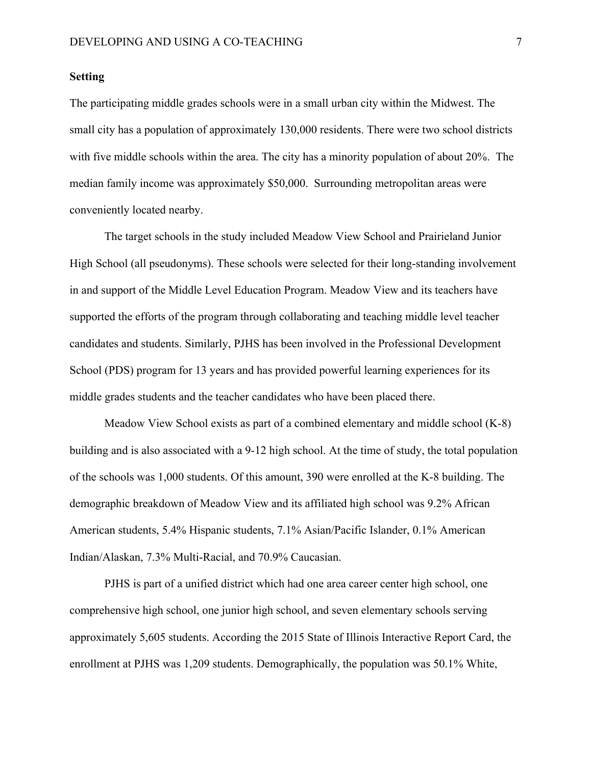**Setting**

The participating middle grades schools were in a small urban city within the Midwest. The small city has a population of approximately 130,000 residents. There were two school districts with five middle schools within the area. The city has a minority population of about 20%. The median family income was approximately $50,000. Surrounding metropolitan areas were conveniently located nearby.

The target schools in the study included Meadow View School and Prairieland Junior High School (all pseudonyms). These schools were selected for their long-standing involvement in and support of the Middle Level Education Program. Meadow View and its teachers have supported the efforts of the program through collaborating and teaching middle level teacher candidates and students. Similarly, PJHS has been involved in the Professional Development School (PDS) program for 13 years and has provided powerful learning experiences for its middle grades students and the teacher candidates who have been placed there.

Meadow View School exists as part of a combined elementary and middle school (K-8) building and is also associated with a 9-12 high school. At the time of study, the total population of the schools was 1,000 students. Of this amount, 390 were enrolled at the K-8 building. The demographic breakdown of Meadow View and its affiliated high school was 9.2% African American students, 5.4% Hispanic students, 7.1% Asian/Pacific Islander, 0.1% American Indian/Alaskan, 7.3% Multi-Racial, and 70.9% Caucasian.

PJHS is part of a unified district which had one area career center high school, one comprehensive high school, one junior high school, and seven elementary schools serving approximately 5,605 students. According the 2015 State of Illinois Interactive Report Card, the enrollment at PJHS was 1,209 students. Demographically, the population was 50.1% White,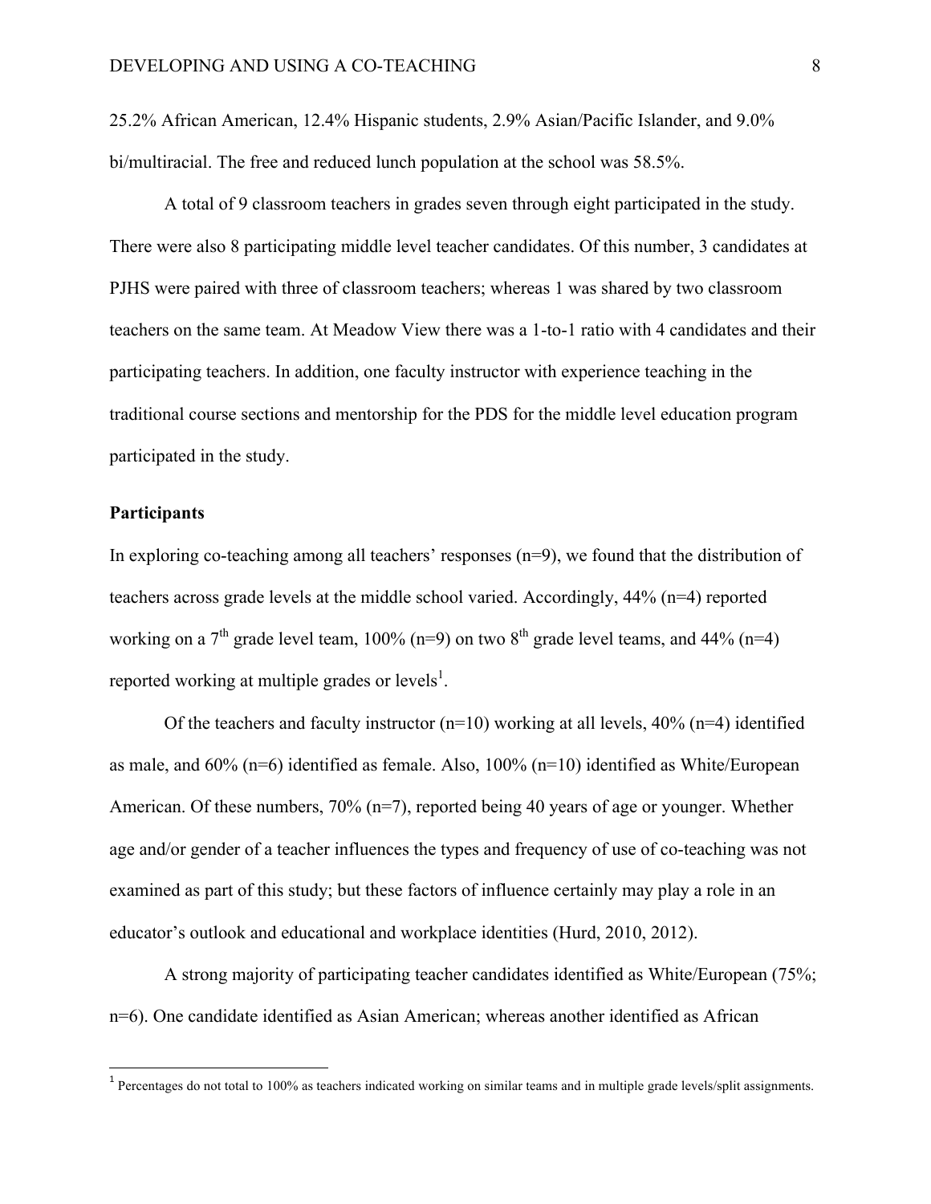25.2% African American, 12.4% Hispanic students, 2.9% Asian/Pacific Islander, and 9.0% bi/multiracial. The free and reduced lunch population at the school was 58.5%.

A total of 9 classroom teachers in grades seven through eight participated in the study. There were also 8 participating middle level teacher candidates. Of this number, 3 candidates at PJHS were paired with three of classroom teachers; whereas 1 was shared by two classroom teachers on the same team. At Meadow View there was a 1-to-1 ratio with 4 candidates and their participating teachers. In addition, one faculty instructor with experience teaching in the traditional course sections and mentorship for the PDS for the middle level education program participated in the study.

**Participants**

In exploring co-teaching among all teachers' responses (n=9), we found that the distribution of teachers across grade levels at the middle school varied. Accordingly, 44% (n=4) reported working on a 7th grade level team, 100% (n=9) on two 8th grade level teams, and 44% (n=4) reported working at multiple grades or levels[1].

Of the teachers and faculty instructor (n=10) working at all levels, 40% (n=4) identified as male, and 60% (n=6) identified as female. Also, 100% (n=10) identified as White/European American. Of these numbers, 70% (n=7), reported being 40 years of age or younger. Whether age and/or gender of a teacher influences the types and frequency of use of co-teaching was not examined as part of this study; but these factors of influence certainly may play a role in an educator's outlook and educational and workplace identities (Hurd, 2010, 2012).

A strong majority of participating teacher candidates identified as White/European (75%; n=6). One candidate identified as Asian American; whereas another identified as African

[1] Percentages do not total to 100% as teachers indicated working on similar teams and in multiple grade levels/split assignments.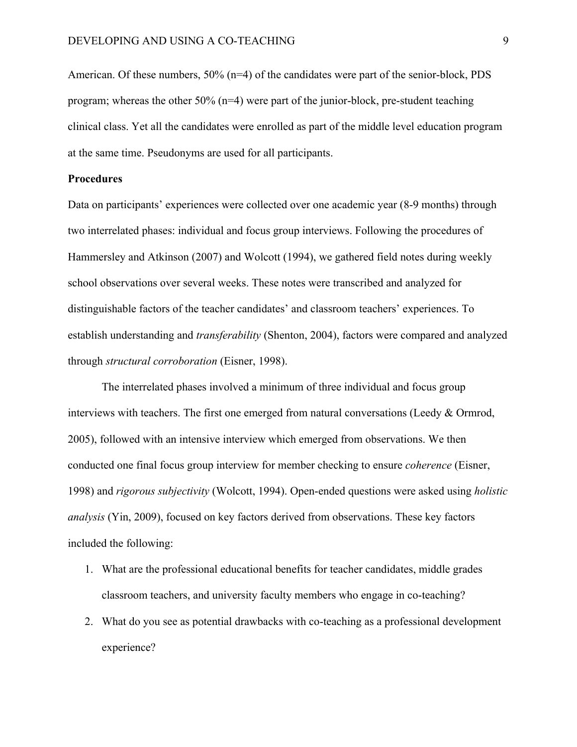American. Of these numbers, 50% (n=4) of the candidates were part of the senior-block, PDS program; whereas the other 50% (n=4) were part of the junior-block, pre-student teaching clinical class. Yet all the candidates were enrolled as part of the middle level education program at the same time. Pseudonyms are used for all participants.

**Procedures**

Data on participants' experiences were collected over one academic year (8-9 months) through two interrelated phases: individual and focus group interviews. Following the procedures of Hammersley and Atkinson (2007) and Wolcott (1994), we gathered field notes during weekly school observations over several weeks. These notes were transcribed and analyzed for distinguishable factors of the teacher candidates' and classroom teachers' experiences. To establish understanding and *transferability* (Shenton, 2004), factors were compared and analyzed through *structural corroboration* (Eisner, 1998).

The interrelated phases involved a minimum of three individual and focus group interviews with teachers. The first one emerged from natural conversations (Leedy & Ormrod, 2005), followed with an intensive interview which emerged from observations. We then conducted one final focus group interview for member checking to ensure *coherence* (Eisner, 1998) and *rigorous subjectivity* (Wolcott, 1994). Open-ended questions were asked using *holistic analysis* (Yin, 2009), focused on key factors derived from observations. These key factors included the following:

1. What are the professional educational benefits for teacher candidates, middle grades classroom teachers, and university faculty members who engage in co-teaching?
2. What do you see as potential drawbacks with co-teaching as a professional development experience?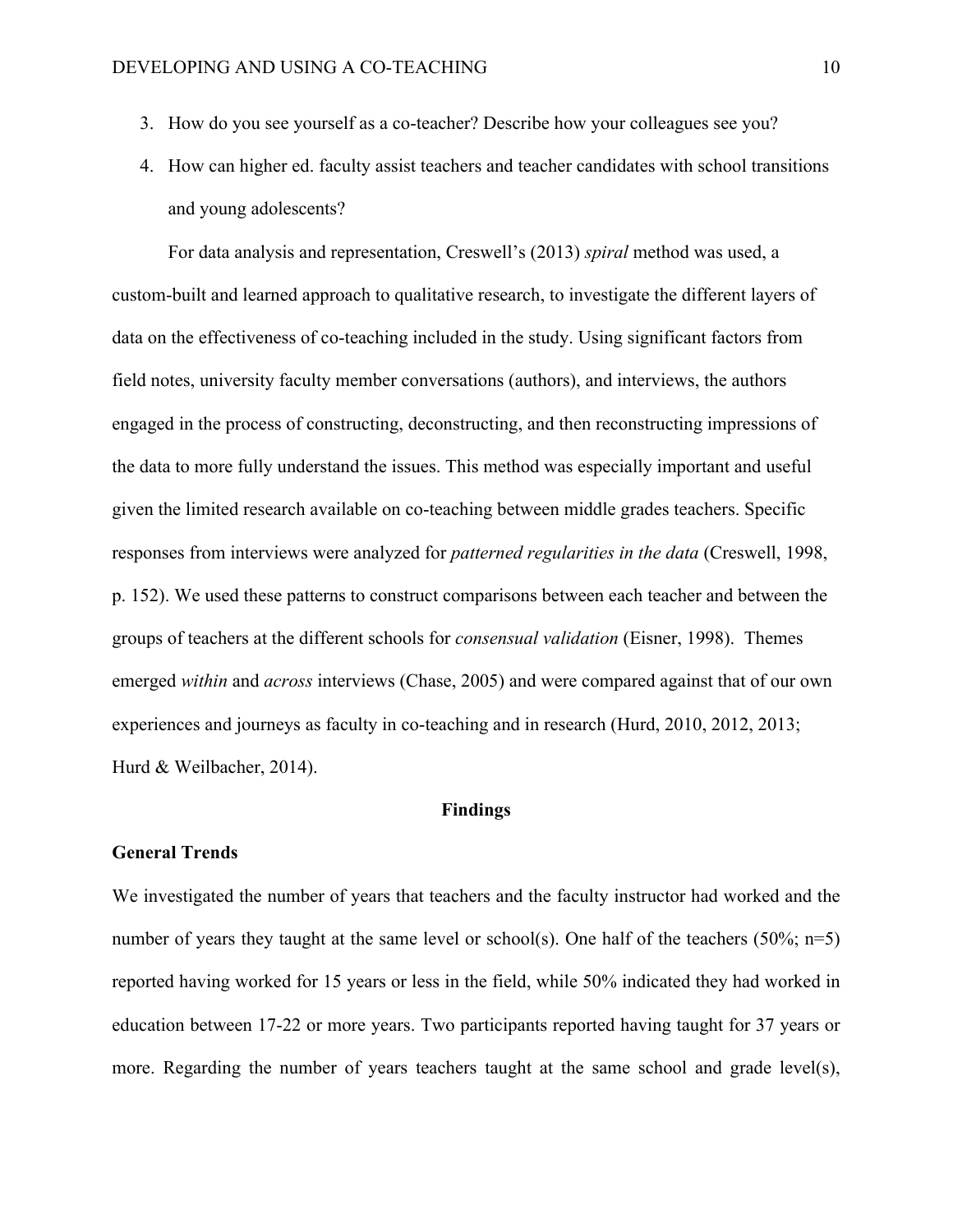3. How do you see yourself as a co-teacher? Describe how your colleagues see you?
4. How can higher ed. faculty assist teachers and teacher candidates with school transitions and young adolescents?

For data analysis and representation, Creswell's (2013) *spiral* method was used, a custom-built and learned approach to qualitative research, to investigate the different layers of data on the effectiveness of co-teaching included in the study. Using significant factors from field notes, university faculty member conversations (authors), and interviews, the authors engaged in the process of constructing, deconstructing, and then reconstructing impressions of the data to more fully understand the issues. This method was especially important and useful given the limited research available on co-teaching between middle grades teachers. Specific responses from interviews were analyzed for *patterned regularities in the data* (Creswell, 1998, p. 152). We used these patterns to construct comparisons between each teacher and between the groups of teachers at the different schools for *consensual validation* (Eisner, 1998). Themes emerged *within* and *across* interviews (Chase, 2005) and were compared against that of our own experiences and journeys as faculty in co-teaching and in research (Hurd, 2010, 2012, 2013; Hurd & Weilbacher, 2014).

## Findings

### General Trends

We investigated the number of years that teachers and the faculty instructor had worked and the number of years they taught at the same level or school(s). One half of the teachers (50%; n=5) reported having worked for 15 years or less in the field, while 50% indicated they had worked in education between 17-22 or more years. Two participants reported having taught for 37 years or more. Regarding the number of years teachers taught at the same school and grade level(s),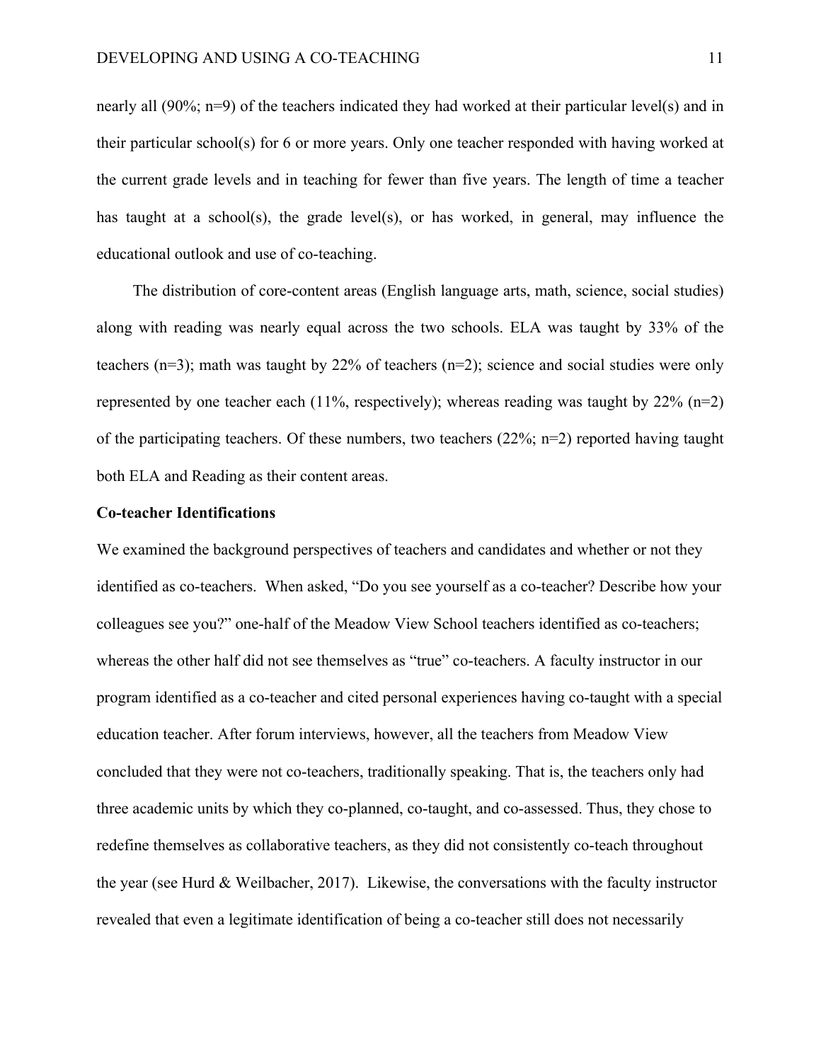nearly all (90%; n=9) of the teachers indicated they had worked at their particular level(s) and in their particular school(s) for 6 or more years. Only one teacher responded with having worked at the current grade levels and in teaching for fewer than five years. The length of time a teacher has taught at a school(s), the grade level(s), or has worked, in general, may influence the educational outlook and use of co-teaching.

The distribution of core-content areas (English language arts, math, science, social studies) along with reading was nearly equal across the two schools. ELA was taught by 33% of the teachers (n=3); math was taught by 22% of teachers (n=2); science and social studies were only represented by one teacher each (11%, respectively); whereas reading was taught by 22% (n=2) of the participating teachers. Of these numbers, two teachers (22%; n=2) reported having taught both ELA and Reading as their content areas.

**Co-teacher Identifications**

We examined the background perspectives of teachers and candidates and whether or not they identified as co-teachers. When asked, "Do you see yourself as a co-teacher? Describe how your colleagues see you?" one-half of the Meadow View School teachers identified as co-teachers; whereas the other half did not see themselves as "true" co-teachers. A faculty instructor in our program identified as a co-teacher and cited personal experiences having co-taught with a special education teacher. After forum interviews, however, all the teachers from Meadow View concluded that they were not co-teachers, traditionally speaking. That is, the teachers only had three academic units by which they co-planned, co-taught, and co-assessed. Thus, they chose to redefine themselves as collaborative teachers, as they did not consistently co-teach throughout the year (see Hurd & Weilbacher, 2017). Likewise, the conversations with the faculty instructor revealed that even a legitimate identification of being a co-teacher still does not necessarily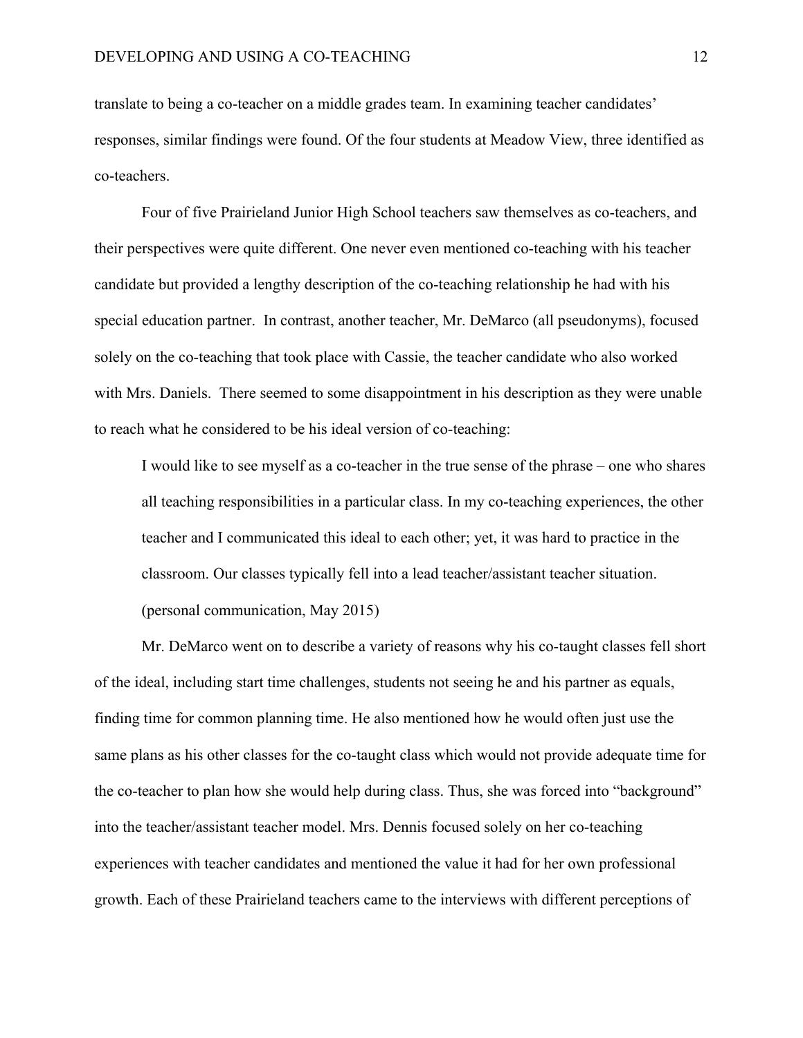translate to being a co-teacher on a middle grades team. In examining teacher candidates' responses, similar findings were found. Of the four students at Meadow View, three identified as co-teachers.

Four of five Prairieland Junior High School teachers saw themselves as co-teachers, and their perspectives were quite different. One never even mentioned co-teaching with his teacher candidate but provided a lengthy description of the co-teaching relationship he had with his special education partner. In contrast, another teacher, Mr. DeMarco (all pseudonyms), focused solely on the co-teaching that took place with Cassie, the teacher candidate who also worked with Mrs. Daniels. There seemed to some disappointment in his description as they were unable to reach what he considered to be his ideal version of co-teaching:

> I would like to see myself as a co-teacher in the true sense of the phrase – one who shares all teaching responsibilities in a particular class. In my co-teaching experiences, the other teacher and I communicated this ideal to each other; yet, it was hard to practice in the classroom. Our classes typically fell into a lead teacher/assistant teacher situation. (personal communication, May 2015)

Mr. DeMarco went on to describe a variety of reasons why his co-taught classes fell short of the ideal, including start time challenges, students not seeing he and his partner as equals, finding time for common planning time. He also mentioned how he would often just use the same plans as his other classes for the co-taught class which would not provide adequate time for the co-teacher to plan how she would help during class. Thus, she was forced into "background" into the teacher/assistant teacher model. Mrs. Dennis focused solely on her co-teaching experiences with teacher candidates and mentioned the value it had for her own professional growth. Each of these Prairieland teachers came to the interviews with different perceptions of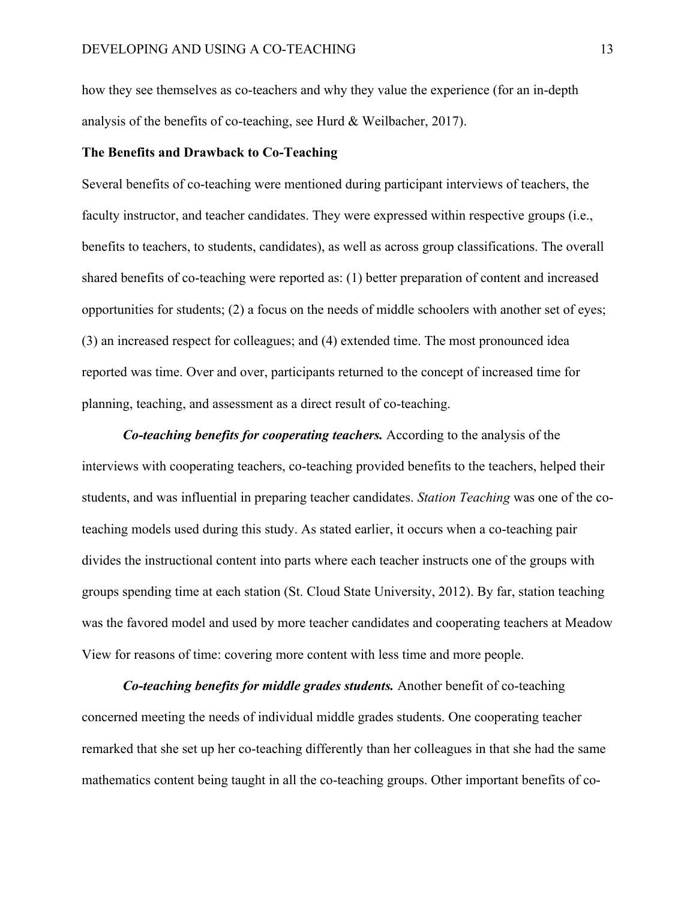how they see themselves as co-teachers and why they value the experience (for an in-depth analysis of the benefits of co-teaching, see Hurd & Weilbacher, 2017).

**The Benefits and Drawback to Co-Teaching**

Several benefits of co-teaching were mentioned during participant interviews of teachers, the faculty instructor, and teacher candidates. They were expressed within respective groups (i.e., benefits to teachers, to students, candidates), as well as across group classifications. The overall shared benefits of co-teaching were reported as: (1) better preparation of content and increased opportunities for students; (2) a focus on the needs of middle schoolers with another set of eyes; (3) an increased respect for colleagues; and (4) extended time. The most pronounced idea reported was time. Over and over, participants returned to the concept of increased time for planning, teaching, and assessment as a direct result of co-teaching.

***Co-teaching benefits for cooperating teachers.*** According to the analysis of the interviews with cooperating teachers, co-teaching provided benefits to the teachers, helped their students, and was influential in preparing teacher candidates. *Station Teaching* was one of the co-teaching models used during this study. As stated earlier, it occurs when a co-teaching pair divides the instructional content into parts where each teacher instructs one of the groups with groups spending time at each station (St. Cloud State University, 2012). By far, station teaching was the favored model and used by more teacher candidates and cooperating teachers at Meadow View for reasons of time: covering more content with less time and more people.

***Co-teaching benefits for middle grades students.*** Another benefit of co-teaching concerned meeting the needs of individual middle grades students. One cooperating teacher remarked that she set up her co-teaching differently than her colleagues in that she had the same mathematics content being taught in all the co-teaching groups. Other important benefits of co-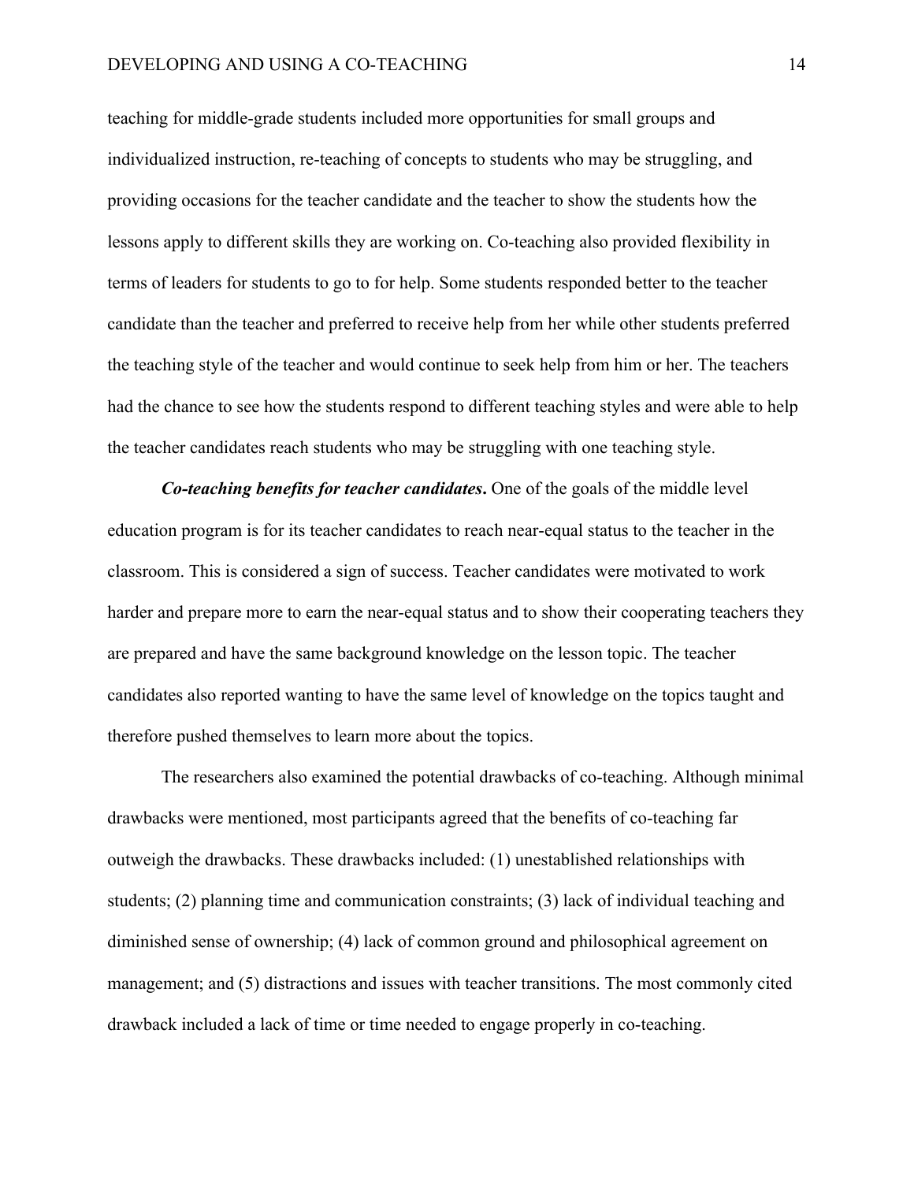teaching for middle-grade students included more opportunities for small groups and individualized instruction, re-teaching of concepts to students who may be struggling, and providing occasions for the teacher candidate and the teacher to show the students how the lessons apply to different skills they are working on. Co-teaching also provided flexibility in terms of leaders for students to go to for help. Some students responded better to the teacher candidate than the teacher and preferred to receive help from her while other students preferred the teaching style of the teacher and would continue to seek help from him or her. The teachers had the chance to see how the students respond to different teaching styles and were able to help the teacher candidates reach students who may be struggling with one teaching style.

***Co-teaching benefits for teacher candidates*.** One of the goals of the middle level education program is for its teacher candidates to reach near-equal status to the teacher in the classroom. This is considered a sign of success. Teacher candidates were motivated to work harder and prepare more to earn the near-equal status and to show their cooperating teachers they are prepared and have the same background knowledge on the lesson topic. The teacher candidates also reported wanting to have the same level of knowledge on the topics taught and therefore pushed themselves to learn more about the topics.

The researchers also examined the potential drawbacks of co-teaching. Although minimal drawbacks were mentioned, most participants agreed that the benefits of co-teaching far outweigh the drawbacks. These drawbacks included: (1) unestablished relationships with students; (2) planning time and communication constraints; (3) lack of individual teaching and diminished sense of ownership; (4) lack of common ground and philosophical agreement on management; and (5) distractions and issues with teacher transitions. The most commonly cited drawback included a lack of time or time needed to engage properly in co-teaching.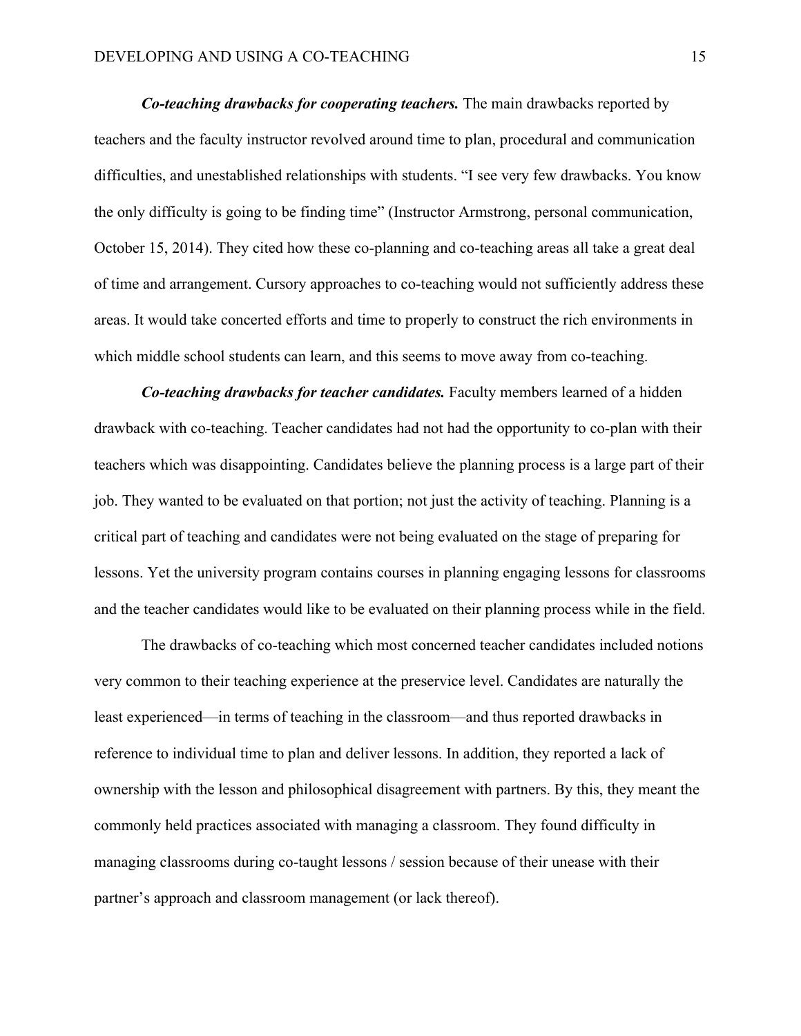***Co-teaching drawbacks for cooperating teachers.*** The main drawbacks reported by teachers and the faculty instructor revolved around time to plan, procedural and communication difficulties, and unestablished relationships with students. "I see very few drawbacks. You know the only difficulty is going to be finding time" (Instructor Armstrong, personal communication, October 15, 2014). They cited how these co-planning and co-teaching areas all take a great deal of time and arrangement. Cursory approaches to co-teaching would not sufficiently address these areas. It would take concerted efforts and time to properly to construct the rich environments in which middle school students can learn, and this seems to move away from co-teaching.

***Co-teaching drawbacks for teacher candidates.*** Faculty members learned of a hidden drawback with co-teaching. Teacher candidates had not had the opportunity to co-plan with their teachers which was disappointing. Candidates believe the planning process is a large part of their job. They wanted to be evaluated on that portion; not just the activity of teaching. Planning is a critical part of teaching and candidates were not being evaluated on the stage of preparing for lessons. Yet the university program contains courses in planning engaging lessons for classrooms and the teacher candidates would like to be evaluated on their planning process while in the field.

The drawbacks of co-teaching which most concerned teacher candidates included notions very common to their teaching experience at the preservice level. Candidates are naturally the least experienced—in terms of teaching in the classroom—and thus reported drawbacks in reference to individual time to plan and deliver lessons. In addition, they reported a lack of ownership with the lesson and philosophical disagreement with partners. By this, they meant the commonly held practices associated with managing a classroom. They found difficulty in managing classrooms during co-taught lessons / session because of their unease with their partner's approach and classroom management (or lack thereof).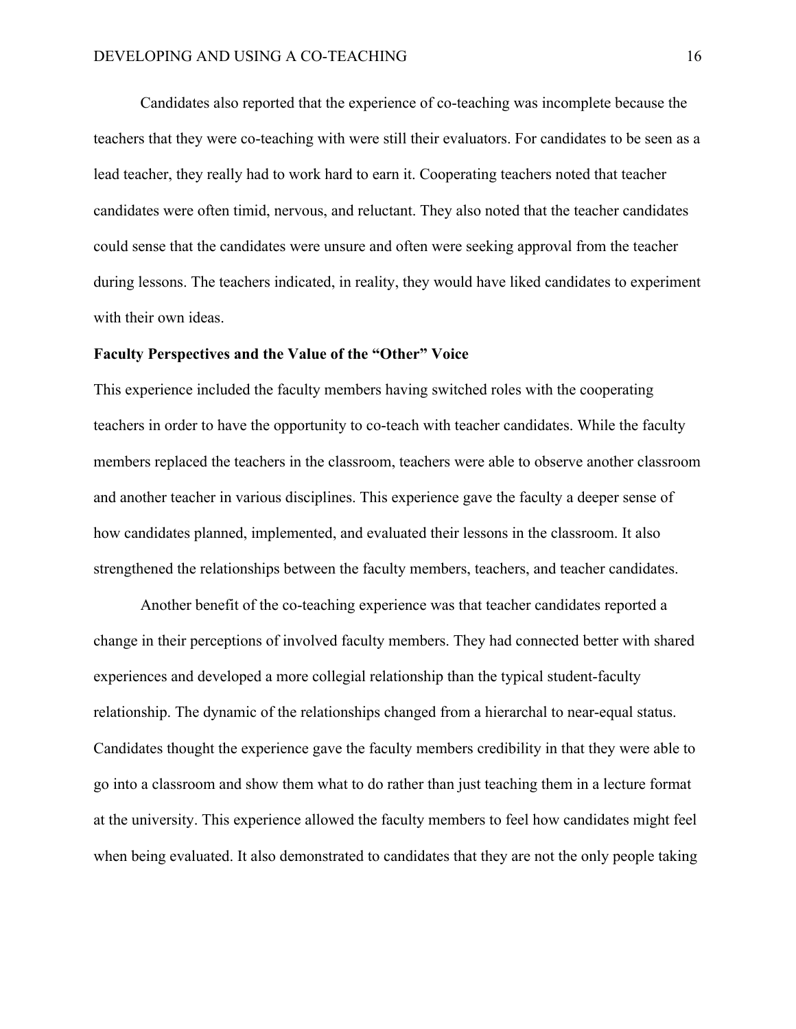Candidates also reported that the experience of co-teaching was incomplete because the teachers that they were co-teaching with were still their evaluators. For candidates to be seen as a lead teacher, they really had to work hard to earn it. Cooperating teachers noted that teacher candidates were often timid, nervous, and reluctant. They also noted that the teacher candidates could sense that the candidates were unsure and often were seeking approval from the teacher during lessons. The teachers indicated, in reality, they would have liked candidates to experiment with their own ideas.

**Faculty Perspectives and the Value of the "Other" Voice**

This experience included the faculty members having switched roles with the cooperating teachers in order to have the opportunity to co-teach with teacher candidates. While the faculty members replaced the teachers in the classroom, teachers were able to observe another classroom and another teacher in various disciplines. This experience gave the faculty a deeper sense of how candidates planned, implemented, and evaluated their lessons in the classroom. It also strengthened the relationships between the faculty members, teachers, and teacher candidates.

Another benefit of the co-teaching experience was that teacher candidates reported a change in their perceptions of involved faculty members. They had connected better with shared experiences and developed a more collegial relationship than the typical student-faculty relationship. The dynamic of the relationships changed from a hierarchal to near-equal status. Candidates thought the experience gave the faculty members credibility in that they were able to go into a classroom and show them what to do rather than just teaching them in a lecture format at the university. This experience allowed the faculty members to feel how candidates might feel when being evaluated. It also demonstrated to candidates that they are not the only people taking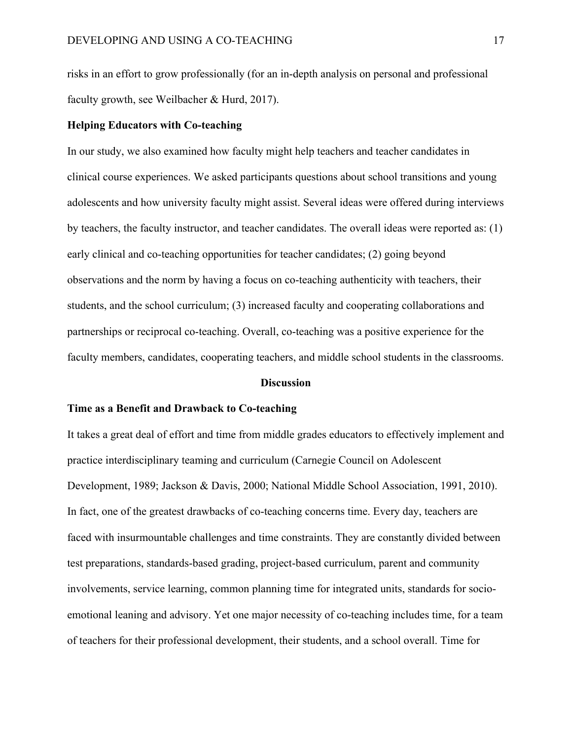risks in an effort to grow professionally (for an in-depth analysis on personal and professional faculty growth, see Weilbacher & Hurd, 2017).

### Helping Educators with Co-teaching

In our study, we also examined how faculty might help teachers and teacher candidates in clinical course experiences. We asked participants questions about school transitions and young adolescents and how university faculty might assist. Several ideas were offered during interviews by teachers, the faculty instructor, and teacher candidates. The overall ideas were reported as: (1) early clinical and co-teaching opportunities for teacher candidates; (2) going beyond observations and the norm by having a focus on co-teaching authenticity with teachers, their students, and the school curriculum; (3) increased faculty and cooperating collaborations and partnerships or reciprocal co-teaching. Overall, co-teaching was a positive experience for the faculty members, candidates, cooperating teachers, and middle school students in the classrooms.

## Discussion

### Time as a Benefit and Drawback to Co-teaching

It takes a great deal of effort and time from middle grades educators to effectively implement and practice interdisciplinary teaming and curriculum (Carnegie Council on Adolescent Development, 1989; Jackson & Davis, 2000; National Middle School Association, 1991, 2010). In fact, one of the greatest drawbacks of co-teaching concerns time. Every day, teachers are faced with insurmountable challenges and time constraints. They are constantly divided between test preparations, standards-based grading, project-based curriculum, parent and community involvements, service learning, common planning time for integrated units, standards for socio-emotional leaning and advisory. Yet one major necessity of co-teaching includes time, for a team of teachers for their professional development, their students, and a school overall. Time for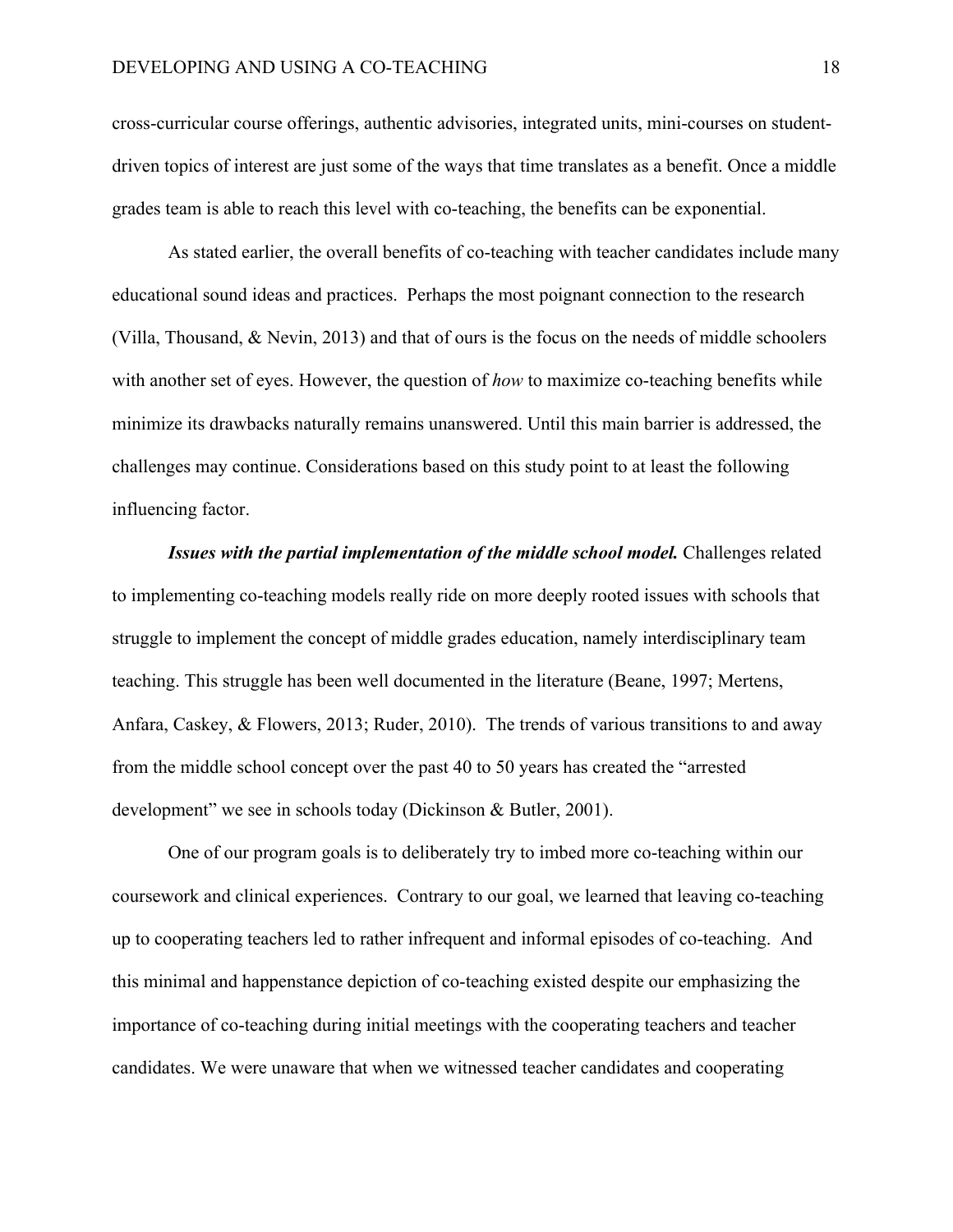cross-curricular course offerings, authentic advisories, integrated units, mini-courses on student-driven topics of interest are just some of the ways that time translates as a benefit. Once a middle grades team is able to reach this level with co-teaching, the benefits can be exponential.

As stated earlier, the overall benefits of co-teaching with teacher candidates include many educational sound ideas and practices. Perhaps the most poignant connection to the research (Villa, Thousand, & Nevin, 2013) and that of ours is the focus on the needs of middle schoolers with another set of eyes. However, the question of *how* to maximize co-teaching benefits while minimize its drawbacks naturally remains unanswered. Until this main barrier is addressed, the challenges may continue. Considerations based on this study point to at least the following influencing factor.

***Issues with the partial implementation of the middle school model.*** Challenges related to implementing co-teaching models really ride on more deeply rooted issues with schools that struggle to implement the concept of middle grades education, namely interdisciplinary team teaching. This struggle has been well documented in the literature (Beane, 1997; Mertens, Anfara, Caskey, & Flowers, 2013; Ruder, 2010). The trends of various transitions to and away from the middle school concept over the past 40 to 50 years has created the "arrested development" we see in schools today (Dickinson & Butler, 2001).

One of our program goals is to deliberately try to imbed more co-teaching within our coursework and clinical experiences. Contrary to our goal, we learned that leaving co-teaching up to cooperating teachers led to rather infrequent and informal episodes of co-teaching. And this minimal and happenstance depiction of co-teaching existed despite our emphasizing the importance of co-teaching during initial meetings with the cooperating teachers and teacher candidates. We were unaware that when we witnessed teacher candidates and cooperating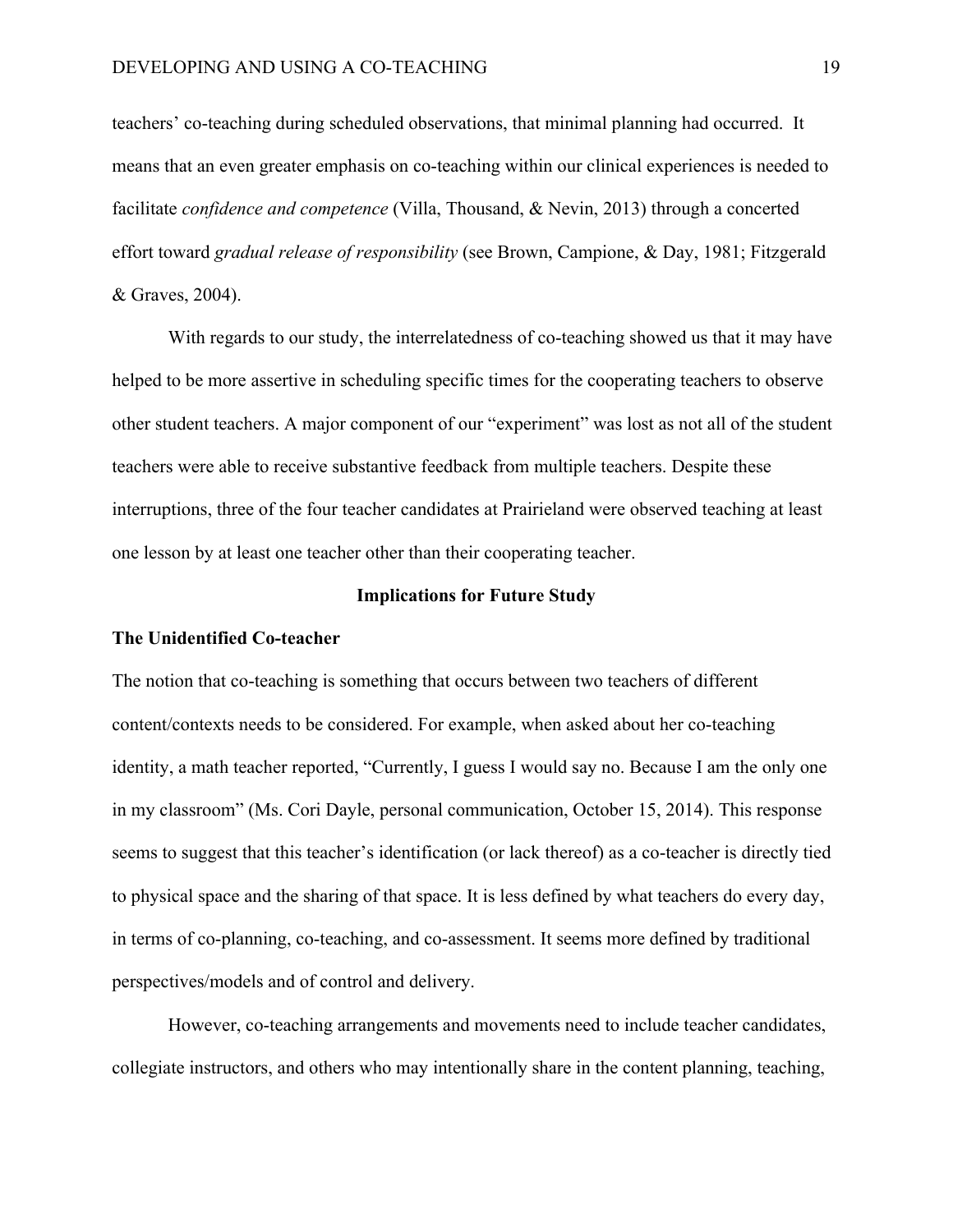teachers' co-teaching during scheduled observations, that minimal planning had occurred. It means that an even greater emphasis on co-teaching within our clinical experiences is needed to facilitate *confidence and competence* (Villa, Thousand, & Nevin, 2013) through a concerted effort toward *gradual release of responsibility* (see Brown, Campione, & Day, 1981; Fitzgerald & Graves, 2004).

With regards to our study, the interrelatedness of co-teaching showed us that it may have helped to be more assertive in scheduling specific times for the cooperating teachers to observe other student teachers. A major component of our "experiment" was lost as not all of the student teachers were able to receive substantive feedback from multiple teachers. Despite these interruptions, three of the four teacher candidates at Prairieland were observed teaching at least one lesson by at least one teacher other than their cooperating teacher.

## Implications for Future Study

### The Unidentified Co-teacher

The notion that co-teaching is something that occurs between two teachers of different content/contexts needs to be considered. For example, when asked about her co-teaching identity, a math teacher reported, "Currently, I guess I would say no. Because I am the only one in my classroom" (Ms. Cori Dayle, personal communication, October 15, 2014). This response seems to suggest that this teacher's identification (or lack thereof) as a co-teacher is directly tied to physical space and the sharing of that space. It is less defined by what teachers do every day, in terms of co-planning, co-teaching, and co-assessment. It seems more defined by traditional perspectives/models and of control and delivery.

However, co-teaching arrangements and movements need to include teacher candidates, collegiate instructors, and others who may intentionally share in the content planning, teaching,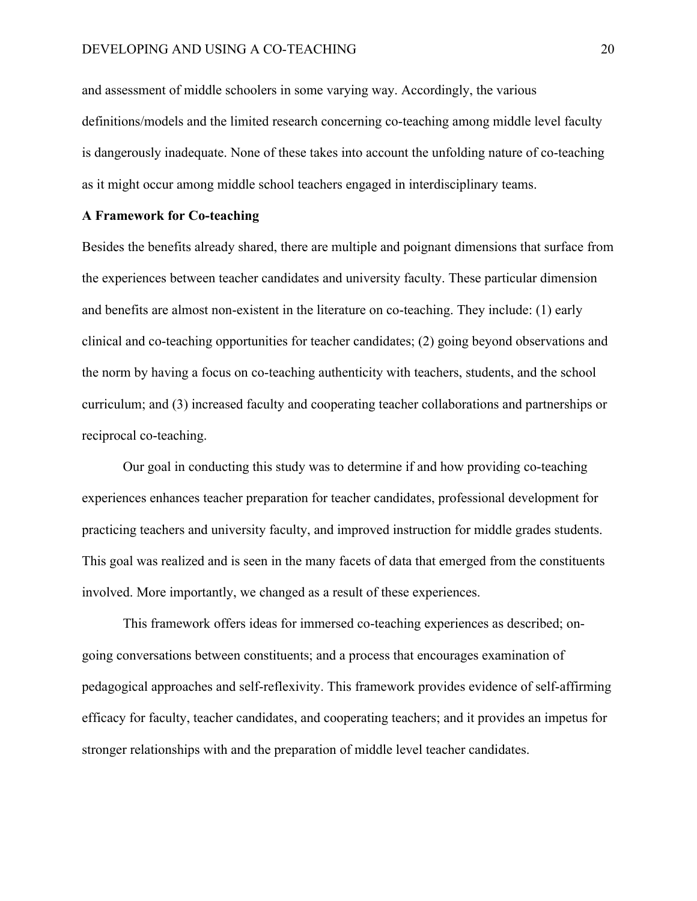and assessment of middle schoolers in some varying way. Accordingly, the various definitions/models and the limited research concerning co-teaching among middle level faculty is dangerously inadequate. None of these takes into account the unfolding nature of co-teaching as it might occur among middle school teachers engaged in interdisciplinary teams.

**A Framework for Co-teaching**

Besides the benefits already shared, there are multiple and poignant dimensions that surface from the experiences between teacher candidates and university faculty. These particular dimension and benefits are almost non-existent in the literature on co-teaching. They include: (1) early clinical and co-teaching opportunities for teacher candidates; (2) going beyond observations and the norm by having a focus on co-teaching authenticity with teachers, students, and the school curriculum; and (3) increased faculty and cooperating teacher collaborations and partnerships or reciprocal co-teaching.

Our goal in conducting this study was to determine if and how providing co-teaching experiences enhances teacher preparation for teacher candidates, professional development for practicing teachers and university faculty, and improved instruction for middle grades students. This goal was realized and is seen in the many facets of data that emerged from the constituents involved. More importantly, we changed as a result of these experiences.

This framework offers ideas for immersed co-teaching experiences as described; on-going conversations between constituents; and a process that encourages examination of pedagogical approaches and self-reflexivity. This framework provides evidence of self-affirming efficacy for faculty, teacher candidates, and cooperating teachers; and it provides an impetus for stronger relationships with and the preparation of middle level teacher candidates.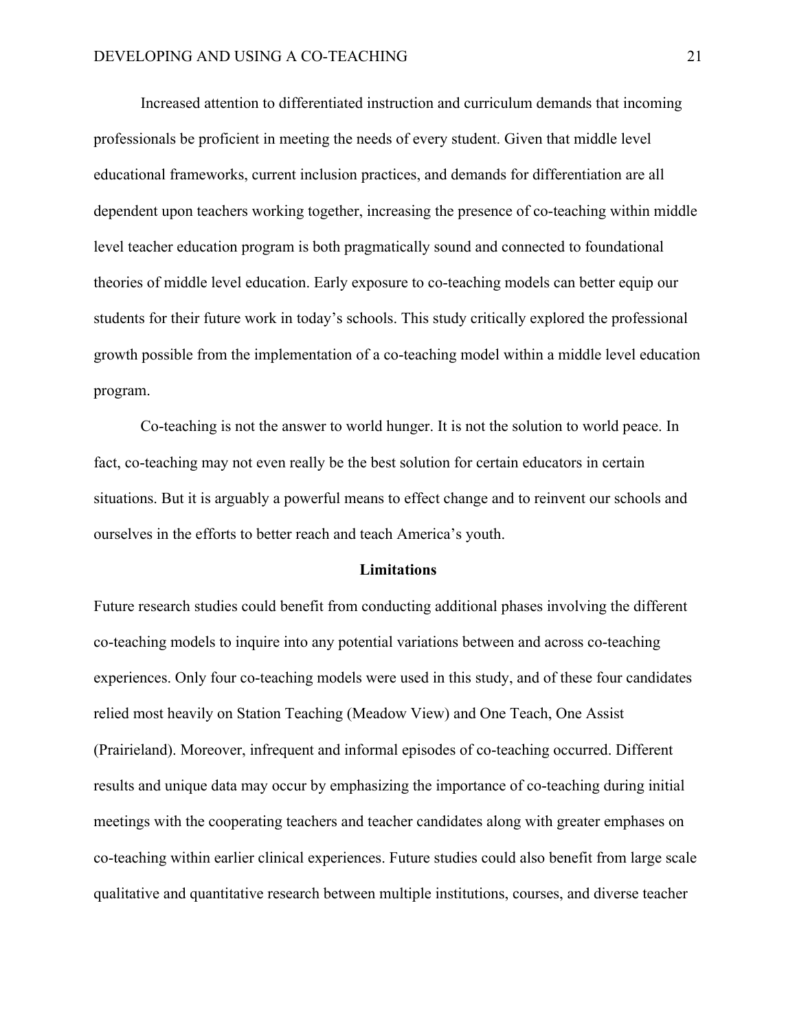Increased attention to differentiated instruction and curriculum demands that incoming professionals be proficient in meeting the needs of every student. Given that middle level educational frameworks, current inclusion practices, and demands for differentiation are all dependent upon teachers working together, increasing the presence of co-teaching within middle level teacher education program is both pragmatically sound and connected to foundational theories of middle level education. Early exposure to co-teaching models can better equip our students for their future work in today's schools. This study critically explored the professional growth possible from the implementation of a co-teaching model within a middle level education program.

Co-teaching is not the answer to world hunger. It is not the solution to world peace. In fact, co-teaching may not even really be the best solution for certain educators in certain situations. But it is arguably a powerful means to effect change and to reinvent our schools and ourselves in the efforts to better reach and teach America's youth.

## Limitations

Future research studies could benefit from conducting additional phases involving the different co-teaching models to inquire into any potential variations between and across co-teaching experiences. Only four co-teaching models were used in this study, and of these four candidates relied most heavily on Station Teaching (Meadow View) and One Teach, One Assist (Prairieland). Moreover, infrequent and informal episodes of co-teaching occurred. Different results and unique data may occur by emphasizing the importance of co-teaching during initial meetings with the cooperating teachers and teacher candidates along with greater emphases on co-teaching within earlier clinical experiences. Future studies could also benefit from large scale qualitative and quantitative research between multiple institutions, courses, and diverse teacher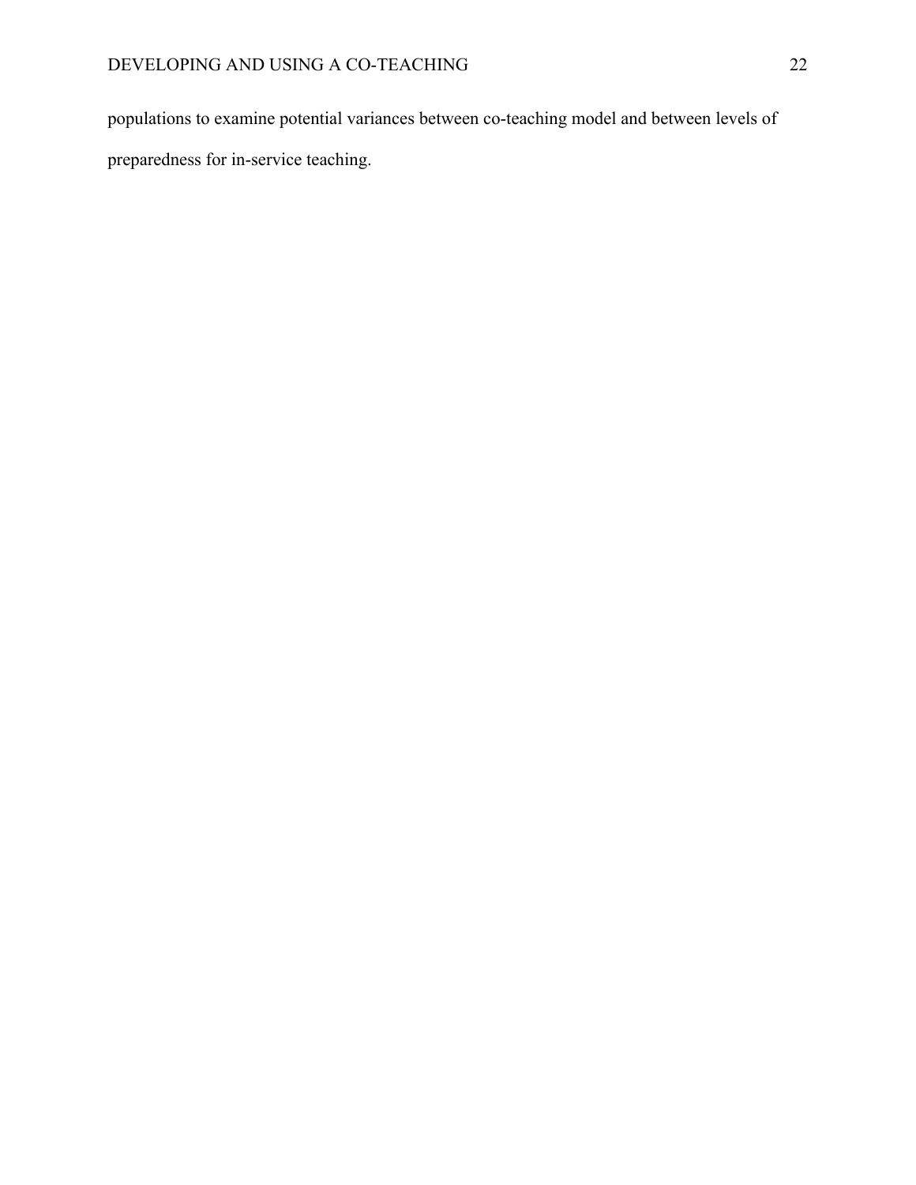populations to examine potential variances between co-teaching model and between levels of preparedness for in-service teaching.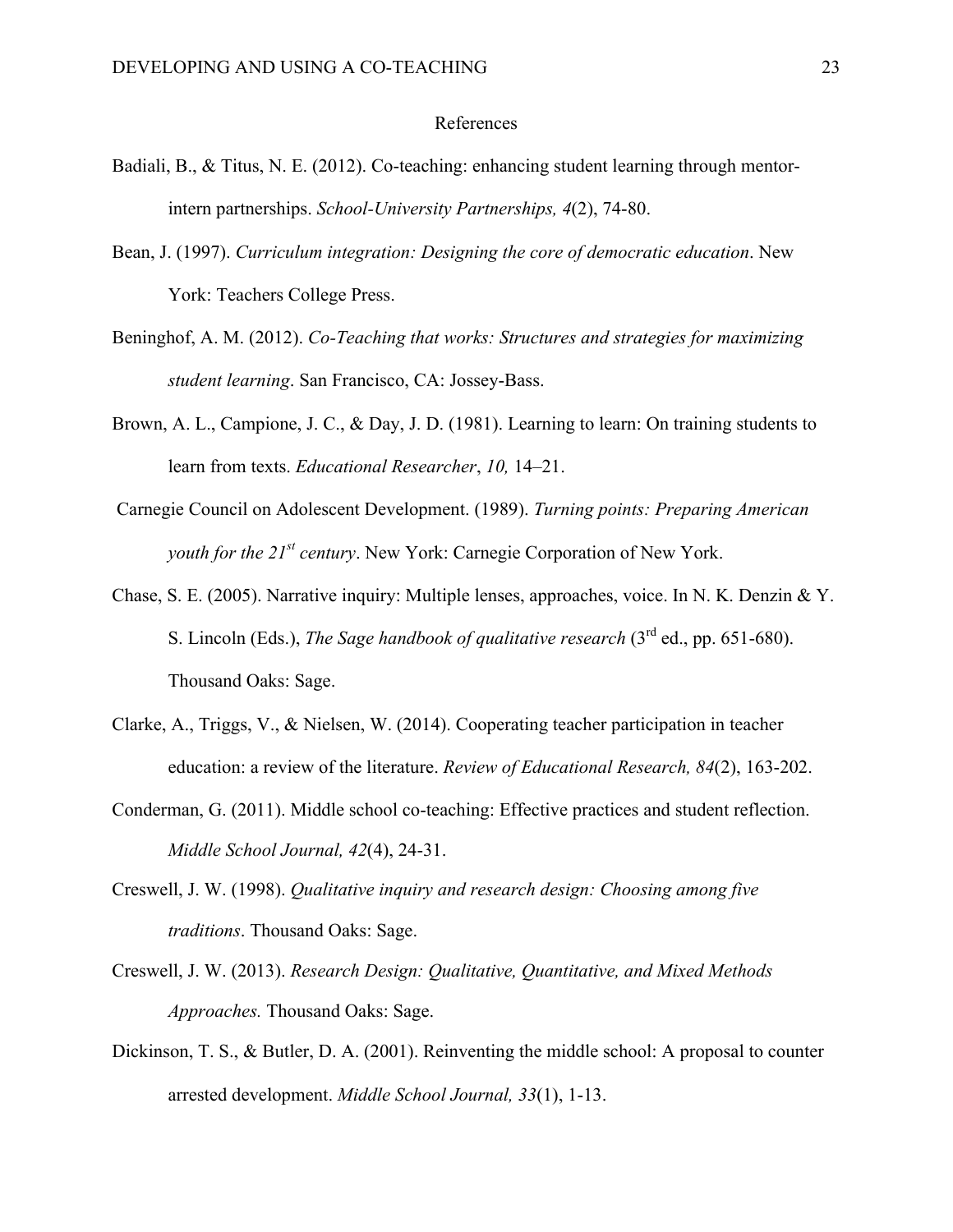# References

Badiali, B., & Titus, N. E. (2012). Co-teaching: enhancing student learning through mentor-intern partnerships. *School-University Partnerships, 4*(2), 74-80.

Bean, J. (1997). *Curriculum integration: Designing the core of democratic education*. New York: Teachers College Press.

Beninghof, A. M. (2012). *Co-Teaching that works: Structures and strategies for maximizing student learning*. San Francisco, CA: Jossey-Bass.

Brown, A. L., Campione, J. C., & Day, J. D. (1981). Learning to learn: On training students to learn from texts. *Educational Researcher*, *10,* 14–21.

Carnegie Council on Adolescent Development. (1989). *Turning points: Preparing American youth for the 21st century*. New York: Carnegie Corporation of New York.

Chase, S. E. (2005). Narrative inquiry: Multiple lenses, approaches, voice. In N. K. Denzin & Y. S. Lincoln (Eds.), *The Sage handbook of qualitative research* (3rd ed., pp. 651-680). Thousand Oaks: Sage.

Clarke, A., Triggs, V., & Nielsen, W. (2014). Cooperating teacher participation in teacher education: a review of the literature. *Review of Educational Research, 84*(2), 163-202.

Conderman, G. (2011). Middle school co-teaching: Effective practices and student reflection. *Middle School Journal, 42*(4), 24-31.

Creswell, J. W. (1998). *Qualitative inquiry and research design: Choosing among five traditions*. Thousand Oaks: Sage.

Creswell, J. W. (2013). *Research Design: Qualitative, Quantitative, and Mixed Methods Approaches.* Thousand Oaks: Sage.

Dickinson, T. S., & Butler, D. A. (2001). Reinventing the middle school: A proposal to counter arrested development. *Middle School Journal, 33*(1), 1-13.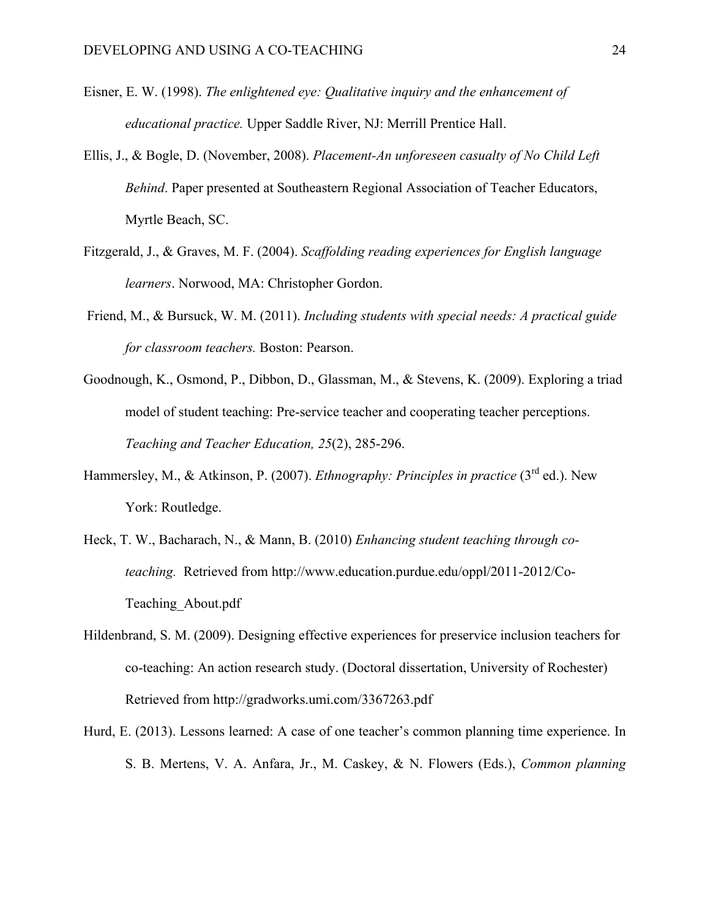Eisner, E. W. (1998). *The enlightened eye: Qualitative inquiry and the enhancement of educational practice.* Upper Saddle River, NJ: Merrill Prentice Hall.

Ellis, J., & Bogle, D. (November, 2008). *Placement-An unforeseen casualty of No Child Left Behind*. Paper presented at Southeastern Regional Association of Teacher Educators, Myrtle Beach, SC.

Fitzgerald, J., & Graves, M. F. (2004). *Scaffolding reading experiences for English language learners*. Norwood, MA: Christopher Gordon.

Friend, M., & Bursuck, W. M. (2011). *Including students with special needs: A practical guide for classroom teachers.* Boston: Pearson.

Goodnough, K., Osmond, P., Dibbon, D., Glassman, M., & Stevens, K. (2009). Exploring a triad model of student teaching: Pre-service teacher and cooperating teacher perceptions. *Teaching and Teacher Education, 25*(2), 285-296.

Hammersley, M., & Atkinson, P. (2007). *Ethnography: Principles in practice* (3rd ed.). New York: Routledge.

Heck, T. W., Bacharach, N., & Mann, B. (2010) *Enhancing student teaching through co-teaching.* Retrieved from http://www.education.purdue.edu/oppl/2011-2012/Co-Teaching_About.pdf

Hildenbrand, S. M. (2009). Designing effective experiences for preservice inclusion teachers for co-teaching: An action research study. (Doctoral dissertation, University of Rochester) Retrieved from http://gradworks.umi.com/3367263.pdf

Hurd, E. (2013). Lessons learned: A case of one teacher's common planning time experience. In S. B. Mertens, V. A. Anfara, Jr., M. Caskey, & N. Flowers (Eds.), *Common planning*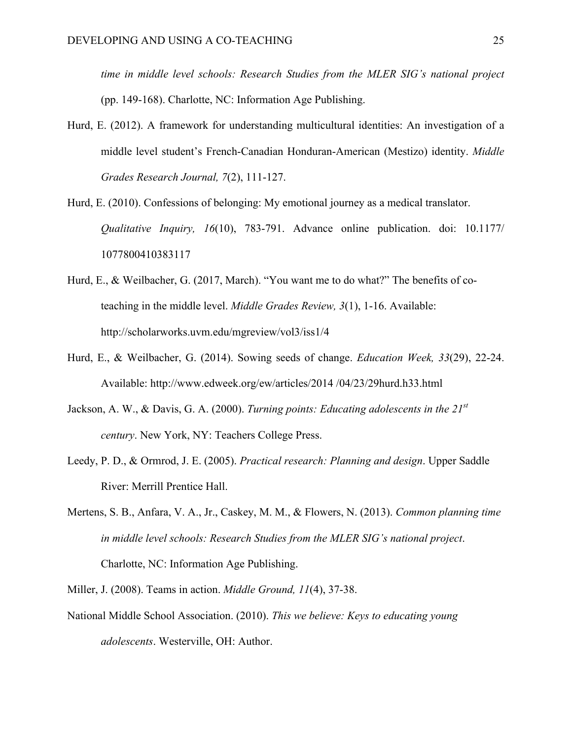*time in middle level schools: Research Studies from the MLER SIG's national project* (pp. 149-168). Charlotte, NC: Information Age Publishing.

Hurd, E. (2012). A framework for understanding multicultural identities: An investigation of a middle level student's French-Canadian Honduran-American (Mestizo) identity. *Middle Grades Research Journal, 7*(2), 111-127.

Hurd, E. (2010). Confessions of belonging: My emotional journey as a medical translator. *Qualitative Inquiry, 16*(10), 783-791. Advance online publication. doi: 10.1177/ 1077800410383117

Hurd, E., & Weilbacher, G. (2017, March). "You want me to do what?" The benefits of co-teaching in the middle level. *Middle Grades Review, 3*(1), 1-16. Available: http://scholarworks.uvm.edu/mgreview/vol3/iss1/4

Hurd, E., & Weilbacher, G. (2014). Sowing seeds of change. *Education Week, 33*(29), 22-24. Available: http://www.edweek.org/ew/articles/2014 /04/23/29hurd.h33.html

Jackson, A. W., & Davis, G. A. (2000). *Turning points: Educating adolescents in the 21st century*. New York, NY: Teachers College Press.

Leedy, P. D., & Ormrod, J. E. (2005). *Practical research: Planning and design*. Upper Saddle River: Merrill Prentice Hall.

Mertens, S. B., Anfara, V. A., Jr., Caskey, M. M., & Flowers, N. (2013). *Common planning time in middle level schools: Research Studies from the MLER SIG's national project*. Charlotte, NC: Information Age Publishing.

Miller, J. (2008). Teams in action. *Middle Ground, 11*(4), 37-38.

National Middle School Association. (2010). *This we believe: Keys to educating young adolescents*. Westerville, OH: Author.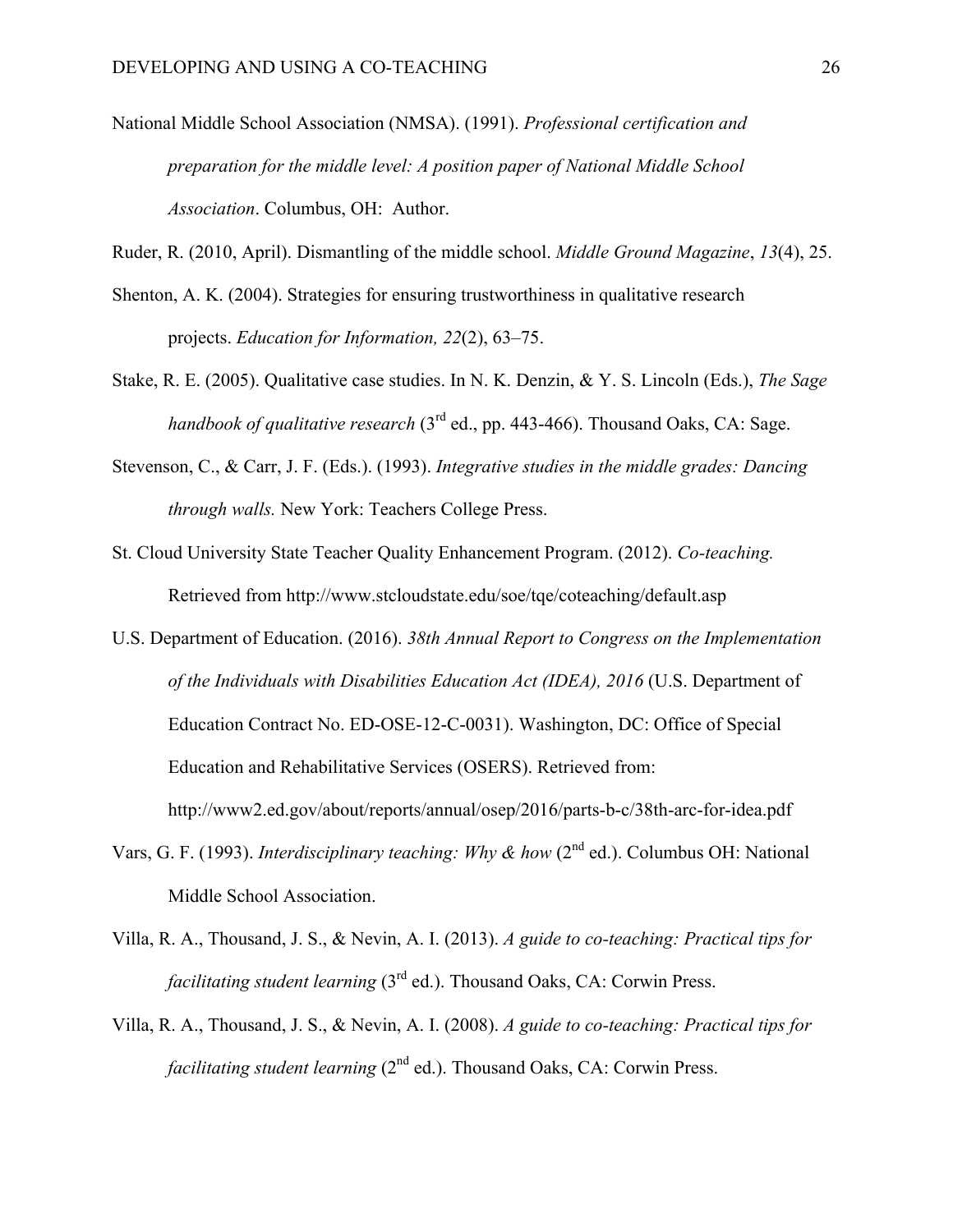National Middle School Association (NMSA). (1991). *Professional certification and preparation for the middle level: A position paper of National Middle School Association*. Columbus, OH: Author.

Ruder, R. (2010, April). Dismantling of the middle school. *Middle Ground Magazine*, *13*(4), 25.

Shenton, A. K. (2004). Strategies for ensuring trustworthiness in qualitative research projects. *Education for Information, 22*(2), 63–75.

Stake, R. E. (2005). Qualitative case studies. In N. K. Denzin, & Y. S. Lincoln (Eds.), *The Sage handbook of qualitative research* (3rd ed., pp. 443-466). Thousand Oaks, CA: Sage.

Stevenson, C., & Carr, J. F. (Eds.). (1993). *Integrative studies in the middle grades: Dancing through walls.* New York: Teachers College Press.

St. Cloud University State Teacher Quality Enhancement Program. (2012). *Co-teaching.* Retrieved from http://www.stcloudstate.edu/soe/tqe/coteaching/default.asp

U.S. Department of Education. (2016). *38th Annual Report to Congress on the Implementation of the Individuals with Disabilities Education Act (IDEA), 2016* (U.S. Department of Education Contract No. ED-OSE-12-C-0031). Washington, DC: Office of Special Education and Rehabilitative Services (OSERS). Retrieved from: http://www2.ed.gov/about/reports/annual/osep/2016/parts-b-c/38th-arc-for-idea.pdf

Vars, G. F. (1993). *Interdisciplinary teaching: Why & how* (2nd ed.). Columbus OH: National Middle School Association.

Villa, R. A., Thousand, J. S., & Nevin, A. I. (2013). *A guide to co-teaching: Practical tips for facilitating student learning* (3rd ed.). Thousand Oaks, CA: Corwin Press.

Villa, R. A., Thousand, J. S., & Nevin, A. I. (2008). *A guide to co-teaching: Practical tips for facilitating student learning* (2nd ed.). Thousand Oaks, CA: Corwin Press.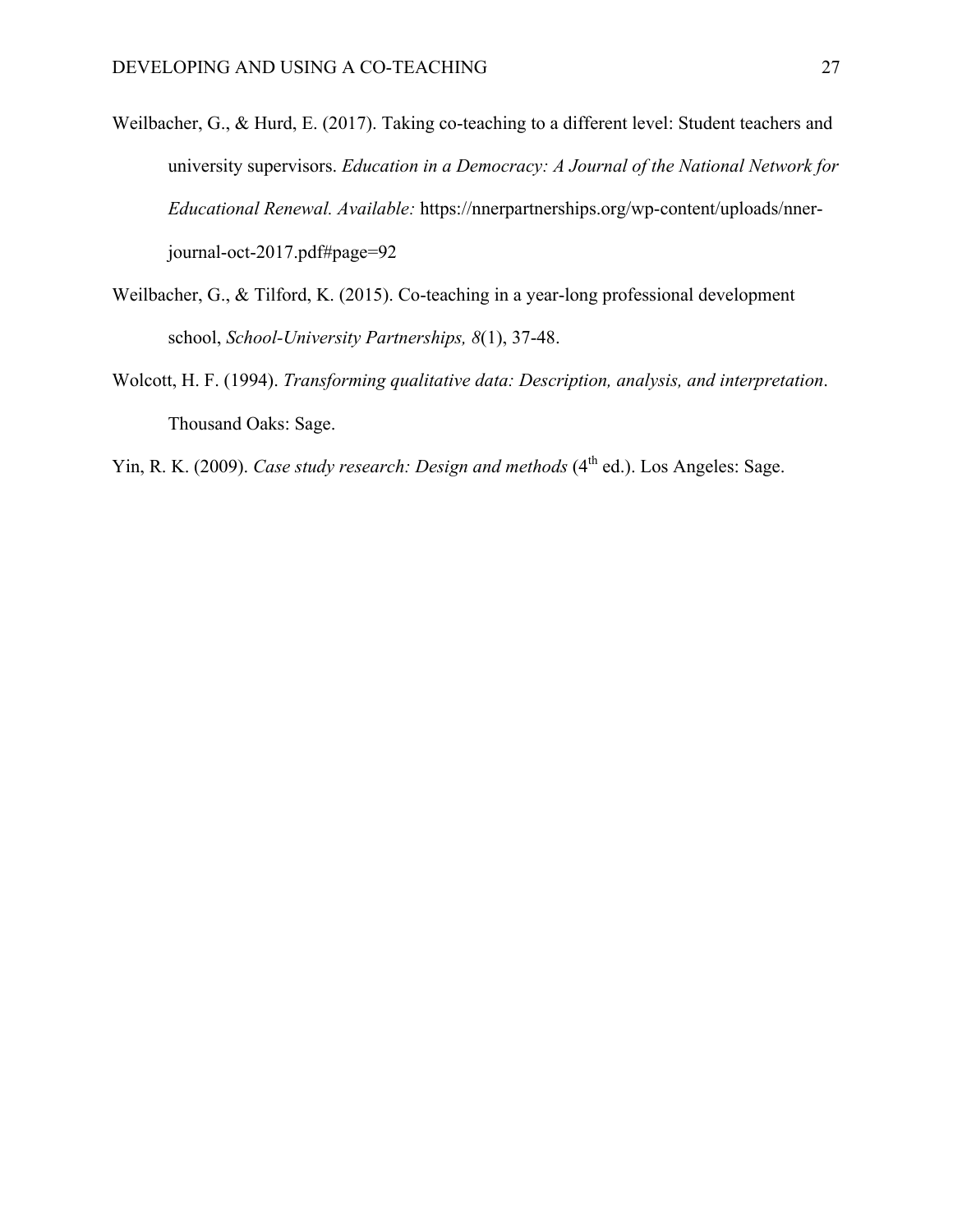Weilbacher, G., & Hurd, E. (2017). Taking co-teaching to a different level: Student teachers and university supervisors. *Education in a Democracy: A Journal of the National Network for Educational Renewal. Available:* https://nnerpartnerships.org/wp-content/uploads/nner-journal-oct-2017.pdf#page=92

Weilbacher, G., & Tilford, K. (2015). Co-teaching in a year-long professional development school, *School-University Partnerships, 8*(1), 37-48.

Wolcott, H. F. (1994). *Transforming qualitative data: Description, analysis, and interpretation*. Thousand Oaks: Sage.

Yin, R. K. (2009). *Case study research: Design and methods* (4th ed.). Los Angeles: Sage.